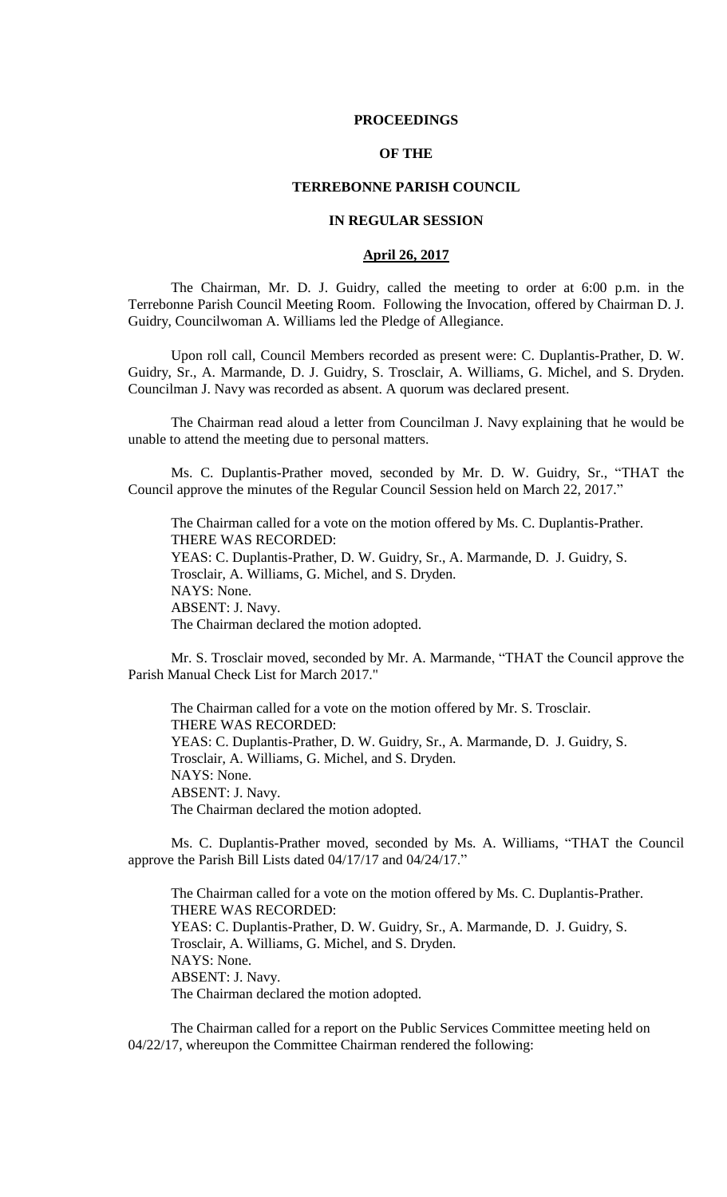**PROCEEDINGS**

**OF THE**

**TERREBONNE PARISH COUNCIL**

**IN REGULAR SESSION**

**April 26, 2017**

The Chairman, Mr. D. J. Guidry, called the meeting to order at 6:00 p.m. in the Terrebonne Parish Council Meeting Room. Following the Invocation, offered by Chairman D. J. Guidry, Councilwoman A. Williams led the Pledge of Allegiance.

Upon roll call, Council Members recorded as present were: C. Duplantis-Prather, D. W. Guidry, Sr., A. Marmande, D. J. Guidry, S. Trosclair, A. Williams, G. Michel, and S. Dryden. Councilman J. Navy was recorded as absent. A quorum was declared present.

The Chairman read aloud a letter from Councilman J. Navy explaining that he would be unable to attend the meeting due to personal matters.

Ms. C. Duplantis-Prather moved, seconded by Mr. D. W. Guidry, Sr., "THAT the Council approve the minutes of the Regular Council Session held on March 22, 2017."

The Chairman called for a vote on the motion offered by Ms. C. Duplantis-Prather.
THERE WAS RECORDED:
YEAS: C. Duplantis-Prather, D. W. Guidry, Sr., A. Marmande, D. J. Guidry, S. Trosclair, A. Williams, G. Michel, and S. Dryden.
NAYS: None.
ABSENT: J. Navy.
The Chairman declared the motion adopted.

Mr. S. Trosclair moved, seconded by Mr. A. Marmande, "THAT the Council approve the Parish Manual Check List for March 2017."

The Chairman called for a vote on the motion offered by Mr. S. Trosclair.
THERE WAS RECORDED:
YEAS: C. Duplantis-Prather, D. W. Guidry, Sr., A. Marmande, D. J. Guidry, S. Trosclair, A. Williams, G. Michel, and S. Dryden.
NAYS: None.
ABSENT: J. Navy.
The Chairman declared the motion adopted.

Ms. C. Duplantis-Prather moved, seconded by Ms. A. Williams, "THAT the Council approve the Parish Bill Lists dated 04/17/17 and 04/24/17."

The Chairman called for a vote on the motion offered by Ms. C. Duplantis-Prather.
THERE WAS RECORDED:
YEAS: C. Duplantis-Prather, D. W. Guidry, Sr., A. Marmande, D. J. Guidry, S. Trosclair, A. Williams, G. Michel, and S. Dryden.
NAYS: None.
ABSENT: J. Navy.
The Chairman declared the motion adopted.

The Chairman called for a report on the Public Services Committee meeting held on 04/22/17, whereupon the Committee Chairman rendered the following: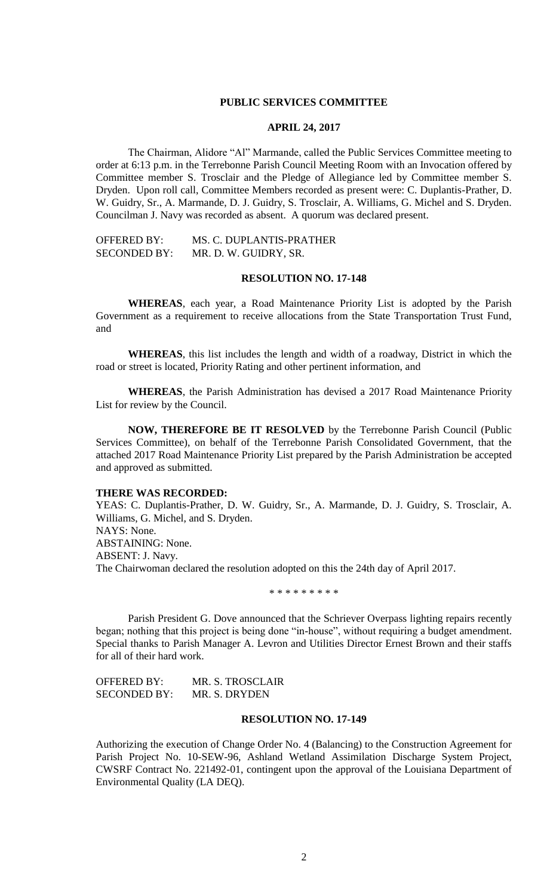# PUBLIC SERVICES COMMITTEE

## APRIL 24, 2017

The Chairman, Alidore "Al" Marmande, called the Public Services Committee meeting to order at 6:13 p.m. in the Terrebonne Parish Council Meeting Room with an Invocation offered by Committee member S. Trosclair and the Pledge of Allegiance led by Committee member S. Dryden. Upon roll call, Committee Members recorded as present were: C. Duplantis-Prather, D. W. Guidry, Sr., A. Marmande, D. J. Guidry, S. Trosclair, A. Williams, G. Michel and S. Dryden. Councilman J. Navy was recorded as absent. A quorum was declared present.

OFFERED BY: MS. C. DUPLANTIS-PRATHER
SECONDED BY: MR. D. W. GUIDRY, SR.

**RESOLUTION NO. 17-148**

**WHEREAS**, each year, a Road Maintenance Priority List is adopted by the Parish Government as a requirement to receive allocations from the State Transportation Trust Fund, and

**WHEREAS**, this list includes the length and width of a roadway, District in which the road or street is located, Priority Rating and other pertinent information, and

**WHEREAS**, the Parish Administration has devised a 2017 Road Maintenance Priority List for review by the Council.

**NOW, THEREFORE BE IT RESOLVED** by the Terrebonne Parish Council (Public Services Committee), on behalf of the Terrebonne Parish Consolidated Government, that the attached 2017 Road Maintenance Priority List prepared by the Parish Administration be accepted and approved as submitted.

**THERE WAS RECORDED:**
YEAS: C. Duplantis-Prather, D. W. Guidry, Sr., A. Marmande, D. J. Guidry, S. Trosclair, A. Williams, G. Michel, and S. Dryden.
NAYS: None.
ABSTAINING: None.
ABSENT: J. Navy.
The Chairwoman declared the resolution adopted on this the 24th day of April 2017.

\* \* \* \* \* \* \* \* \*

Parish President G. Dove announced that the Schriever Overpass lighting repairs recently began; nothing that this project is being done "in-house", without requiring a budget amendment. Special thanks to Parish Manager A. Levron and Utilities Director Ernest Brown and their staffs for all of their hard work.

OFFERED BY: MR. S. TROSCLAIR
SECONDED BY: MR. S. DRYDEN

**RESOLUTION NO. 17-149**

Authorizing the execution of Change Order No. 4 (Balancing) to the Construction Agreement for Parish Project No. 10-SEW-96, Ashland Wetland Assimilation Discharge System Project, CWSRF Contract No. 221492-01, contingent upon the approval of the Louisiana Department of Environmental Quality (LA DEQ).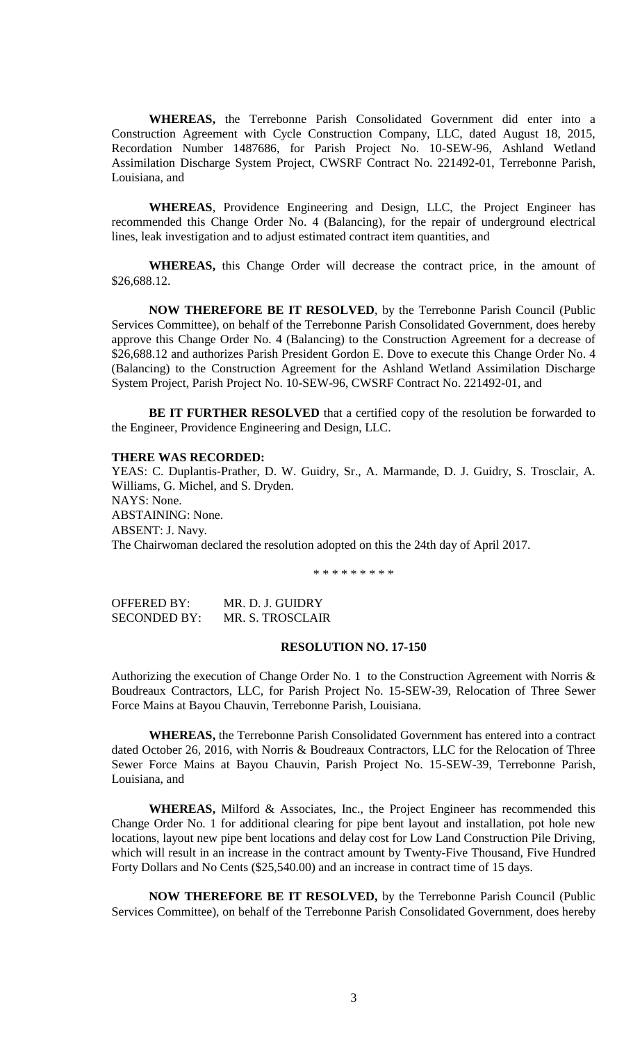**WHEREAS,** the Terrebonne Parish Consolidated Government did enter into a Construction Agreement with Cycle Construction Company, LLC, dated August 18, 2015, Recordation Number 1487686, for Parish Project No. 10-SEW-96, Ashland Wetland Assimilation Discharge System Project, CWSRF Contract No. 221492-01, Terrebonne Parish, Louisiana, and

**WHEREAS**, Providence Engineering and Design, LLC, the Project Engineer has recommended this Change Order No. 4 (Balancing), for the repair of underground electrical lines, leak investigation and to adjust estimated contract item quantities, and

**WHEREAS,** this Change Order will decrease the contract price, in the amount of $26,688.12.

**NOW THEREFORE BE IT RESOLVED**, by the Terrebonne Parish Council (Public Services Committee), on behalf of the Terrebonne Parish Consolidated Government, does hereby approve this Change Order No. 4 (Balancing) to the Construction Agreement for a decrease of $26,688.12 and authorizes Parish President Gordon E. Dove to execute this Change Order No. 4 (Balancing) to the Construction Agreement for the Ashland Wetland Assimilation Discharge System Project, Parish Project No. 10-SEW-96, CWSRF Contract No. 221492-01, and

**BE IT FURTHER RESOLVED** that a certified copy of the resolution be forwarded to the Engineer, Providence Engineering and Design, LLC.

**THERE WAS RECORDED:**

YEAS: C. Duplantis-Prather, D. W. Guidry, Sr., A. Marmande, D. J. Guidry, S. Trosclair, A. Williams, G. Michel, and S. Dryden.
NAYS: None.
ABSTAINING: None.
ABSENT: J. Navy.
The Chairwoman declared the resolution adopted on this the 24th day of April 2017.

\* \* \* \* \* \* \* \* \*

OFFERED BY: MR. D. J. GUIDRY
SECONDED BY: MR. S. TROSCLAIR

**RESOLUTION NO. 17-150**

Authorizing the execution of Change Order No. 1 to the Construction Agreement with Norris & Boudreaux Contractors, LLC, for Parish Project No. 15-SEW-39, Relocation of Three Sewer Force Mains at Bayou Chauvin, Terrebonne Parish, Louisiana.

**WHEREAS,** the Terrebonne Parish Consolidated Government has entered into a contract dated October 26, 2016, with Norris & Boudreaux Contractors, LLC for the Relocation of Three Sewer Force Mains at Bayou Chauvin, Parish Project No. 15-SEW-39, Terrebonne Parish, Louisiana, and

**WHEREAS,** Milford & Associates, Inc., the Project Engineer has recommended this Change Order No. 1 for additional clearing for pipe bent layout and installation, pot hole new locations, layout new pipe bent locations and delay cost for Low Land Construction Pile Driving, which will result in an increase in the contract amount by Twenty-Five Thousand, Five Hundred Forty Dollars and No Cents ($25,540.00) and an increase in contract time of 15 days.

**NOW THEREFORE BE IT RESOLVED,** by the Terrebonne Parish Council (Public Services Committee), on behalf of the Terrebonne Parish Consolidated Government, does hereby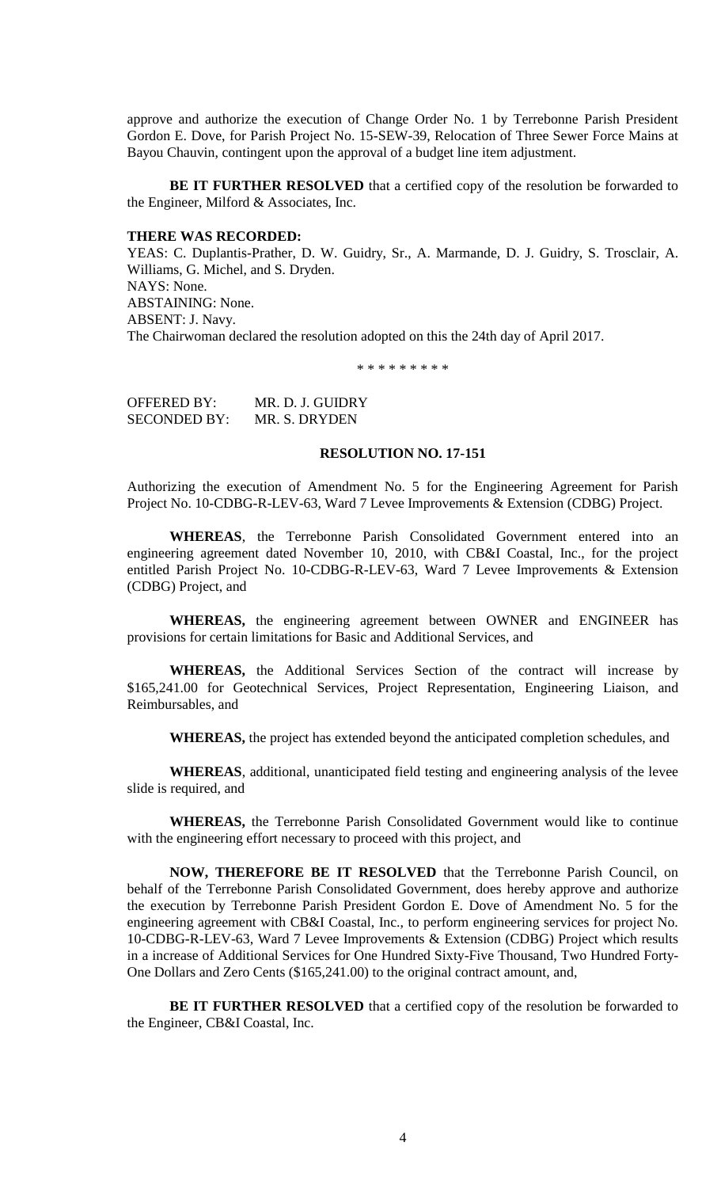approve and authorize the execution of Change Order No. 1 by Terrebonne Parish President Gordon E. Dove, for Parish Project No. 15-SEW-39, Relocation of Three Sewer Force Mains at Bayou Chauvin, contingent upon the approval of a budget line item adjustment.

**BE IT FURTHER RESOLVED** that a certified copy of the resolution be forwarded to the Engineer, Milford & Associates, Inc.

**THERE WAS RECORDED:**

YEAS: C. Duplantis-Prather, D. W. Guidry, Sr., A. Marmande, D. J. Guidry, S. Trosclair, A. Williams, G. Michel, and S. Dryden.
NAYS: None.
ABSTAINING: None.
ABSENT: J. Navy.
The Chairwoman declared the resolution adopted on this the 24th day of April 2017.

\* \* \* \* \* \* \* \* \*

OFFERED BY: MR. D. J. GUIDRY
SECONDED BY: MR. S. DRYDEN

**RESOLUTION NO. 17-151**

Authorizing the execution of Amendment No. 5 for the Engineering Agreement for Parish Project No. 10-CDBG-R-LEV-63, Ward 7 Levee Improvements & Extension (CDBG) Project.

**WHEREAS**, the Terrebonne Parish Consolidated Government entered into an engineering agreement dated November 10, 2010, with CB&I Coastal, Inc., for the project entitled Parish Project No. 10-CDBG-R-LEV-63, Ward 7 Levee Improvements & Extension (CDBG) Project, and

**WHEREAS,** the engineering agreement between OWNER and ENGINEER has provisions for certain limitations for Basic and Additional Services, and

**WHEREAS,** the Additional Services Section of the contract will increase by $165,241.00 for Geotechnical Services, Project Representation, Engineering Liaison, and Reimbursables, and

**WHEREAS,** the project has extended beyond the anticipated completion schedules, and

**WHEREAS**, additional, unanticipated field testing and engineering analysis of the levee slide is required, and

**WHEREAS,** the Terrebonne Parish Consolidated Government would like to continue with the engineering effort necessary to proceed with this project, and

**NOW, THEREFORE BE IT RESOLVED** that the Terrebonne Parish Council, on behalf of the Terrebonne Parish Consolidated Government, does hereby approve and authorize the execution by Terrebonne Parish President Gordon E. Dove of Amendment No. 5 for the engineering agreement with CB&I Coastal, Inc., to perform engineering services for project No. 10-CDBG-R-LEV-63, Ward 7 Levee Improvements & Extension (CDBG) Project which results in a increase of Additional Services for One Hundred Sixty-Five Thousand, Two Hundred Forty-One Dollars and Zero Cents ($165,241.00) to the original contract amount, and,

**BE IT FURTHER RESOLVED** that a certified copy of the resolution be forwarded to the Engineer, CB&I Coastal, Inc.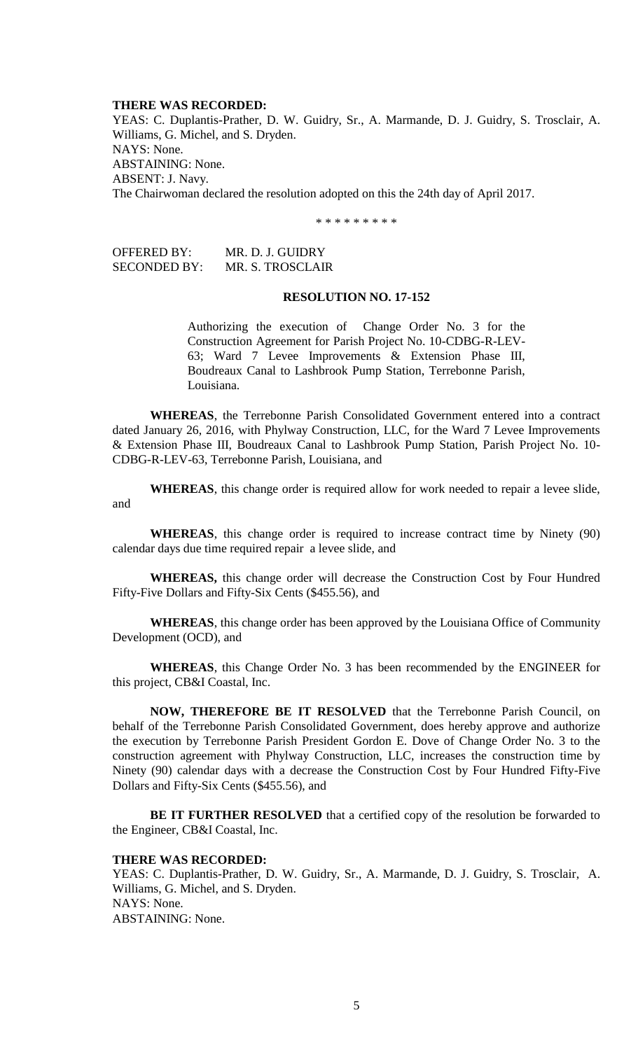**THERE WAS RECORDED:**

YEAS: C. Duplantis-Prather, D. W. Guidry, Sr., A. Marmande, D. J. Guidry, S. Trosclair, A. Williams, G. Michel, and S. Dryden.

NAYS: None.

ABSTAINING: None.

ABSENT: J. Navy.

The Chairwoman declared the resolution adopted on this the 24th day of April 2017.

\* \* \* \* \* \* \* \* \*

OFFERED BY: MR. D. J. GUIDRY

SECONDED BY: MR. S. TROSCLAIR

**RESOLUTION NO. 17-152**

Authorizing the execution of Change Order No. 3 for the Construction Agreement for Parish Project No. 10-CDBG-R-LEV-63; Ward 7 Levee Improvements & Extension Phase III, Boudreaux Canal to Lashbrook Pump Station, Terrebonne Parish, Louisiana.

**WHEREAS**, the Terrebonne Parish Consolidated Government entered into a contract dated January 26, 2016, with Phylway Construction, LLC, for the Ward 7 Levee Improvements & Extension Phase III, Boudreaux Canal to Lashbrook Pump Station, Parish Project No. 10-CDBG-R-LEV-63, Terrebonne Parish, Louisiana, and

**WHEREAS**, this change order is required allow for work needed to repair a levee slide, and

**WHEREAS**, this change order is required to increase contract time by Ninety (90) calendar days due time required repair a levee slide, and

**WHEREAS,** this change order will decrease the Construction Cost by Four Hundred Fifty-Five Dollars and Fifty-Six Cents ($455.56), and

**WHEREAS**, this change order has been approved by the Louisiana Office of Community Development (OCD), and

**WHEREAS**, this Change Order No. 3 has been recommended by the ENGINEER for this project, CB&I Coastal, Inc.

**NOW, THEREFORE BE IT RESOLVED** that the Terrebonne Parish Council, on behalf of the Terrebonne Parish Consolidated Government, does hereby approve and authorize the execution by Terrebonne Parish President Gordon E. Dove of Change Order No. 3 to the construction agreement with Phylway Construction, LLC, increases the construction time by Ninety (90) calendar days with a decrease the Construction Cost by Four Hundred Fifty-Five Dollars and Fifty-Six Cents ($455.56), and

**BE IT FURTHER RESOLVED** that a certified copy of the resolution be forwarded to the Engineer, CB&I Coastal, Inc.

**THERE WAS RECORDED:**

YEAS: C. Duplantis-Prather, D. W. Guidry, Sr., A. Marmande, D. J. Guidry, S. Trosclair, A. Williams, G. Michel, and S. Dryden.

NAYS: None.

ABSTAINING: None.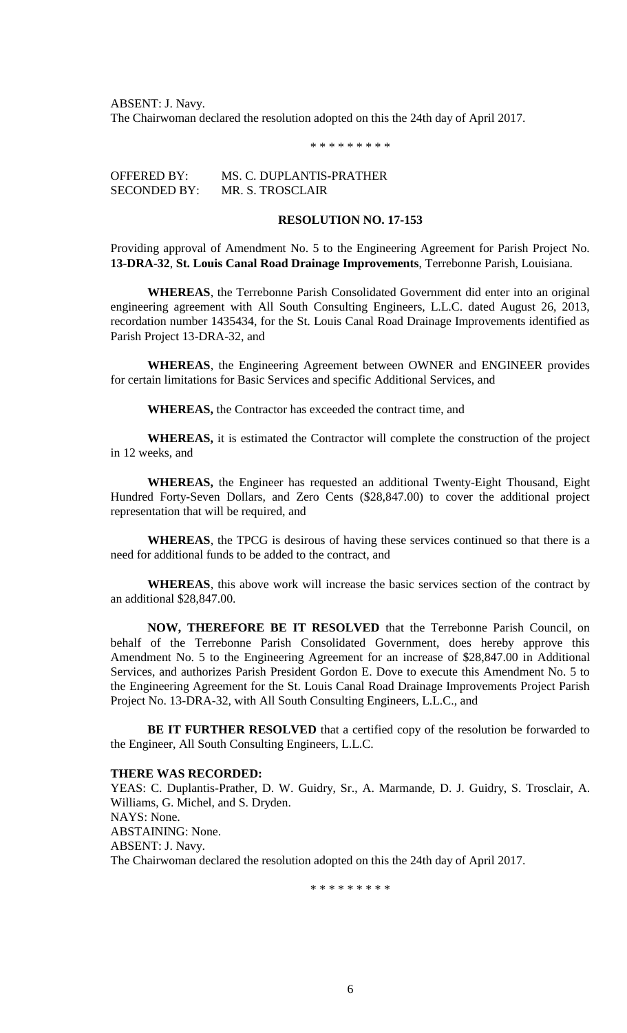ABSENT: J. Navy.
The Chairwoman declared the resolution adopted on this the 24th day of April 2017.

\* \* \* \* \* \* \* \* \*

OFFERED BY: MS. C. DUPLANTIS-PRATHER
SECONDED BY: MR. S. TROSCLAIR

**RESOLUTION NO. 17-153**

Providing approval of Amendment No. 5 to the Engineering Agreement for Parish Project No. **13-DRA-32**, **St. Louis Canal Road Drainage Improvements**, Terrebonne Parish, Louisiana.

**WHEREAS**, the Terrebonne Parish Consolidated Government did enter into an original engineering agreement with All South Consulting Engineers, L.L.C. dated August 26, 2013, recordation number 1435434, for the St. Louis Canal Road Drainage Improvements identified as Parish Project 13-DRA-32, and

**WHEREAS**, the Engineering Agreement between OWNER and ENGINEER provides for certain limitations for Basic Services and specific Additional Services, and

**WHEREAS,** the Contractor has exceeded the contract time, and

**WHEREAS,** it is estimated the Contractor will complete the construction of the project in 12 weeks, and

**WHEREAS,** the Engineer has requested an additional Twenty-Eight Thousand, Eight Hundred Forty-Seven Dollars, and Zero Cents ($28,847.00) to cover the additional project representation that will be required, and

**WHEREAS**, the TPCG is desirous of having these services continued so that there is a need for additional funds to be added to the contract, and

**WHEREAS**, this above work will increase the basic services section of the contract by an additional $28,847.00.

**NOW, THEREFORE BE IT RESOLVED** that the Terrebonne Parish Council, on behalf of the Terrebonne Parish Consolidated Government, does hereby approve this Amendment No. 5 to the Engineering Agreement for an increase of $28,847.00 in Additional Services, and authorizes Parish President Gordon E. Dove to execute this Amendment No. 5 to the Engineering Agreement for the St. Louis Canal Road Drainage Improvements Project Parish Project No. 13-DRA-32, with All South Consulting Engineers, L.L.C., and

**BE IT FURTHER RESOLVED** that a certified copy of the resolution be forwarded to the Engineer, All South Consulting Engineers, L.L.C.

**THERE WAS RECORDED:**
YEAS: C. Duplantis-Prather, D. W. Guidry, Sr., A. Marmande, D. J. Guidry, S. Trosclair, A. Williams, G. Michel, and S. Dryden.
NAYS: None.
ABSTAINING: None.
ABSENT: J. Navy.
The Chairwoman declared the resolution adopted on this the 24th day of April 2017.

\* \* \* \* \* \* \* \* \*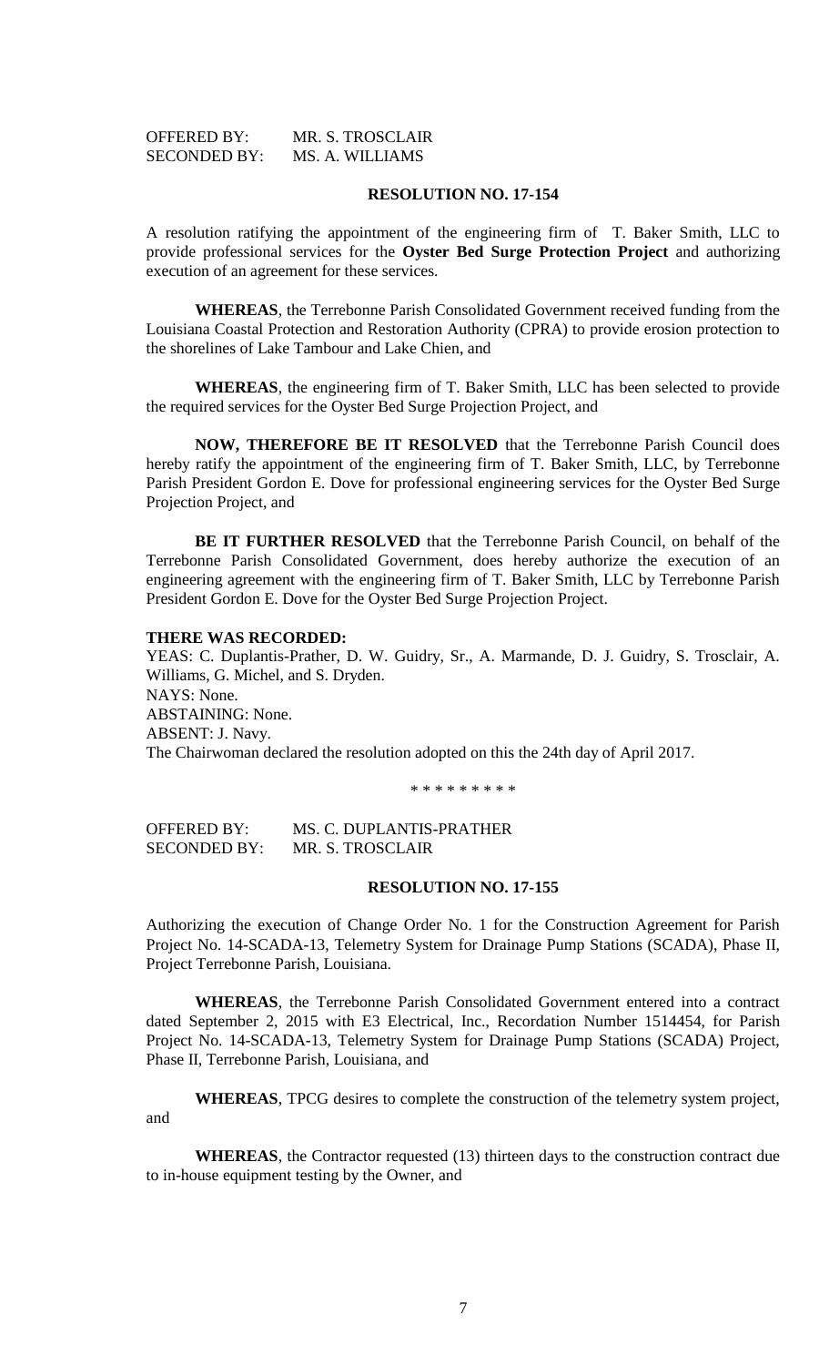OFFERED BY: MR. S. TROSCLAIR
SECONDED BY: MS. A. WILLIAMS

**RESOLUTION NO. 17-154**

A resolution ratifying the appointment of the engineering firm of T. Baker Smith, LLC to provide professional services for the **Oyster Bed Surge Protection Project** and authorizing execution of an agreement for these services.

**WHEREAS**, the Terrebonne Parish Consolidated Government received funding from the Louisiana Coastal Protection and Restoration Authority (CPRA) to provide erosion protection to the shorelines of Lake Tambour and Lake Chien, and

**WHEREAS**, the engineering firm of T. Baker Smith, LLC has been selected to provide the required services for the Oyster Bed Surge Projection Project, and

**NOW, THEREFORE BE IT RESOLVED** that the Terrebonne Parish Council does hereby ratify the appointment of the engineering firm of T. Baker Smith, LLC, by Terrebonne Parish President Gordon E. Dove for professional engineering services for the Oyster Bed Surge Projection Project, and

**BE IT FURTHER RESOLVED** that the Terrebonne Parish Council, on behalf of the Terrebonne Parish Consolidated Government, does hereby authorize the execution of an engineering agreement with the engineering firm of T. Baker Smith, LLC by Terrebonne Parish President Gordon E. Dove for the Oyster Bed Surge Projection Project.

**THERE WAS RECORDED:**
YEAS: C. Duplantis-Prather, D. W. Guidry, Sr., A. Marmande, D. J. Guidry, S. Trosclair, A. Williams, G. Michel, and S. Dryden.
NAYS: None.
ABSTAINING: None.
ABSENT: J. Navy.
The Chairwoman declared the resolution adopted on this the 24th day of April 2017.

\* \* \* \* \* \* \* \* \*

OFFERED BY: MS. C. DUPLANTIS-PRATHER
SECONDED BY: MR. S. TROSCLAIR

**RESOLUTION NO. 17-155**

Authorizing the execution of Change Order No. 1 for the Construction Agreement for Parish Project No. 14-SCADA-13, Telemetry System for Drainage Pump Stations (SCADA), Phase II, Project Terrebonne Parish, Louisiana.

**WHEREAS**, the Terrebonne Parish Consolidated Government entered into a contract dated September 2, 2015 with E3 Electrical, Inc., Recordation Number 1514454, for Parish Project No. 14-SCADA-13, Telemetry System for Drainage Pump Stations (SCADA) Project, Phase II, Terrebonne Parish, Louisiana, and

**WHEREAS**, TPCG desires to complete the construction of the telemetry system project, and

**WHEREAS**, the Contractor requested (13) thirteen days to the construction contract due to in-house equipment testing by the Owner, and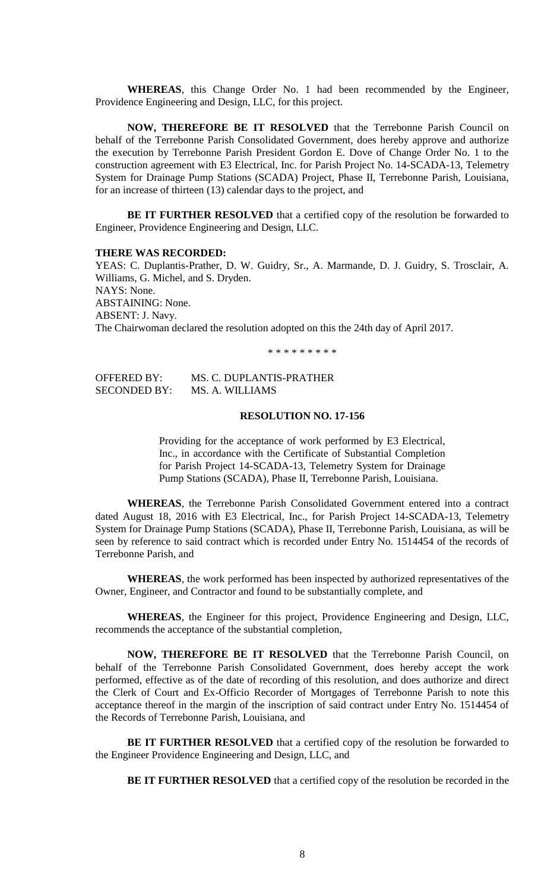**WHEREAS**, this Change Order No. 1 had been recommended by the Engineer, Providence Engineering and Design, LLC, for this project.

**NOW, THEREFORE BE IT RESOLVED** that the Terrebonne Parish Council on behalf of the Terrebonne Parish Consolidated Government, does hereby approve and authorize the execution by Terrebonne Parish President Gordon E. Dove of Change Order No. 1 to the construction agreement with E3 Electrical, Inc. for Parish Project No. 14-SCADA-13, Telemetry System for Drainage Pump Stations (SCADA) Project, Phase II, Terrebonne Parish, Louisiana, for an increase of thirteen (13) calendar days to the project, and

**BE IT FURTHER RESOLVED** that a certified copy of the resolution be forwarded to Engineer, Providence Engineering and Design, LLC.

**THERE WAS RECORDED:**
YEAS: C. Duplantis-Prather, D. W. Guidry, Sr., A. Marmande, D. J. Guidry, S. Trosclair, A. Williams, G. Michel, and S. Dryden.
NAYS: None.
ABSTAINING: None.
ABSENT: J. Navy.
The Chairwoman declared the resolution adopted on this the 24th day of April 2017.

\* \* \* \* \* \* \* \* \*

OFFERED BY: MS. C. DUPLANTIS-PRATHER
SECONDED BY: MS. A. WILLIAMS

**RESOLUTION NO. 17-156**

Providing for the acceptance of work performed by E3 Electrical, Inc., in accordance with the Certificate of Substantial Completion for Parish Project 14-SCADA-13, Telemetry System for Drainage Pump Stations (SCADA), Phase II, Terrebonne Parish, Louisiana.

**WHEREAS**, the Terrebonne Parish Consolidated Government entered into a contract dated August 18, 2016 with E3 Electrical, Inc., for Parish Project 14-SCADA-13, Telemetry System for Drainage Pump Stations (SCADA), Phase II, Terrebonne Parish, Louisiana, as will be seen by reference to said contract which is recorded under Entry No. 1514454 of the records of Terrebonne Parish, and

**WHEREAS**, the work performed has been inspected by authorized representatives of the Owner, Engineer, and Contractor and found to be substantially complete, and

**WHEREAS**, the Engineer for this project, Providence Engineering and Design, LLC, recommends the acceptance of the substantial completion,

**NOW, THEREFORE BE IT RESOLVED** that the Terrebonne Parish Council, on behalf of the Terrebonne Parish Consolidated Government, does hereby accept the work performed, effective as of the date of recording of this resolution, and does authorize and direct the Clerk of Court and Ex-Officio Recorder of Mortgages of Terrebonne Parish to note this acceptance thereof in the margin of the inscription of said contract under Entry No. 1514454 of the Records of Terrebonne Parish, Louisiana, and

**BE IT FURTHER RESOLVED** that a certified copy of the resolution be forwarded to the Engineer Providence Engineering and Design, LLC, and

**BE IT FURTHER RESOLVED** that a certified copy of the resolution be recorded in the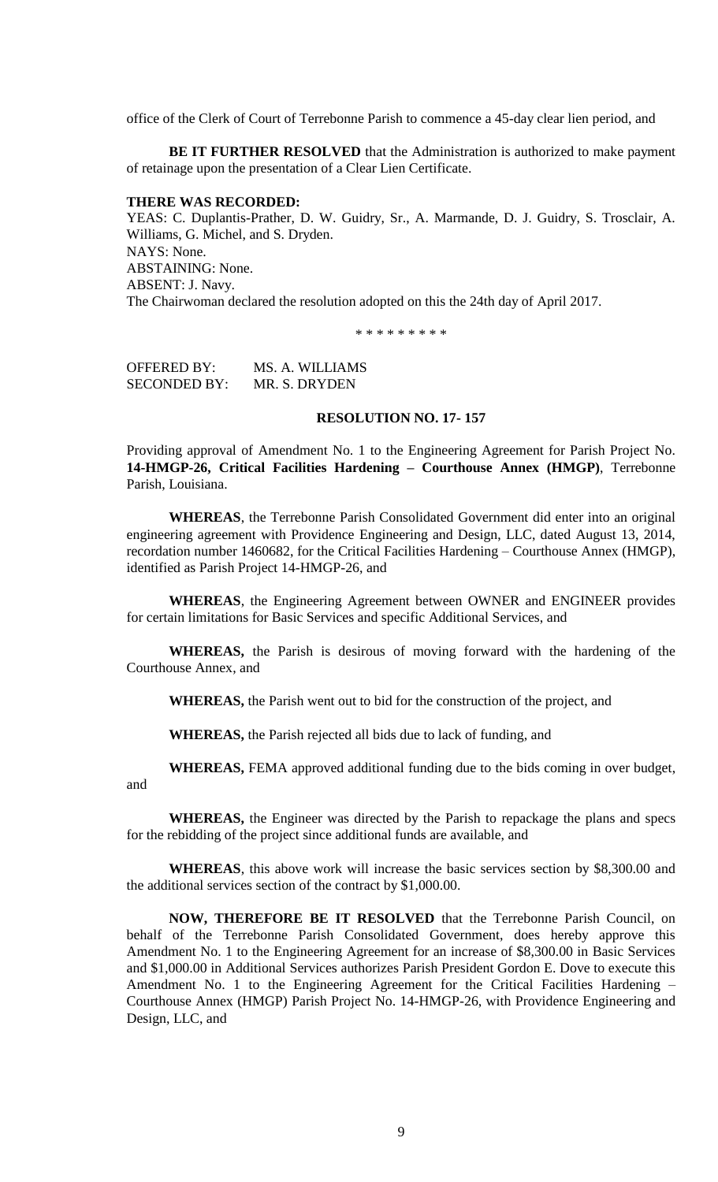office of the Clerk of Court of Terrebonne Parish to commence a 45-day clear lien period, and

**BE IT FURTHER RESOLVED** that the Administration is authorized to make payment of retainage upon the presentation of a Clear Lien Certificate.

**THERE WAS RECORDED:**

YEAS: C. Duplantis-Prather, D. W. Guidry, Sr., A. Marmande, D. J. Guidry, S. Trosclair, A. Williams, G. Michel, and S. Dryden.
NAYS: None.
ABSTAINING: None.
ABSENT: J. Navy.
The Chairwoman declared the resolution adopted on this the 24th day of April 2017.

\* \* \* \* \* \* \* \* \*

OFFERED BY: MS. A. WILLIAMS
SECONDED BY: MR. S. DRYDEN

**RESOLUTION NO. 17- 157**

Providing approval of Amendment No. 1 to the Engineering Agreement for Parish Project No. **14-HMGP-26, Critical Facilities Hardening – Courthouse Annex (HMGP)**, Terrebonne Parish, Louisiana.

**WHEREAS**, the Terrebonne Parish Consolidated Government did enter into an original engineering agreement with Providence Engineering and Design, LLC, dated August 13, 2014, recordation number 1460682, for the Critical Facilities Hardening – Courthouse Annex (HMGP), identified as Parish Project 14-HMGP-26, and

**WHEREAS**, the Engineering Agreement between OWNER and ENGINEER provides for certain limitations for Basic Services and specific Additional Services, and

**WHEREAS,** the Parish is desirous of moving forward with the hardening of the Courthouse Annex, and

**WHEREAS,** the Parish went out to bid for the construction of the project, and

**WHEREAS,** the Parish rejected all bids due to lack of funding, and

**WHEREAS,** FEMA approved additional funding due to the bids coming in over budget, and

**WHEREAS,** the Engineer was directed by the Parish to repackage the plans and specs for the rebidding of the project since additional funds are available, and

**WHEREAS**, this above work will increase the basic services section by $8,300.00 and the additional services section of the contract by $1,000.00.

**NOW, THEREFORE BE IT RESOLVED** that the Terrebonne Parish Council, on behalf of the Terrebonne Parish Consolidated Government, does hereby approve this Amendment No. 1 to the Engineering Agreement for an increase of $8,300.00 in Basic Services and $1,000.00 in Additional Services authorizes Parish President Gordon E. Dove to execute this Amendment No. 1 to the Engineering Agreement for the Critical Facilities Hardening – Courthouse Annex (HMGP) Parish Project No. 14-HMGP-26, with Providence Engineering and Design, LLC, and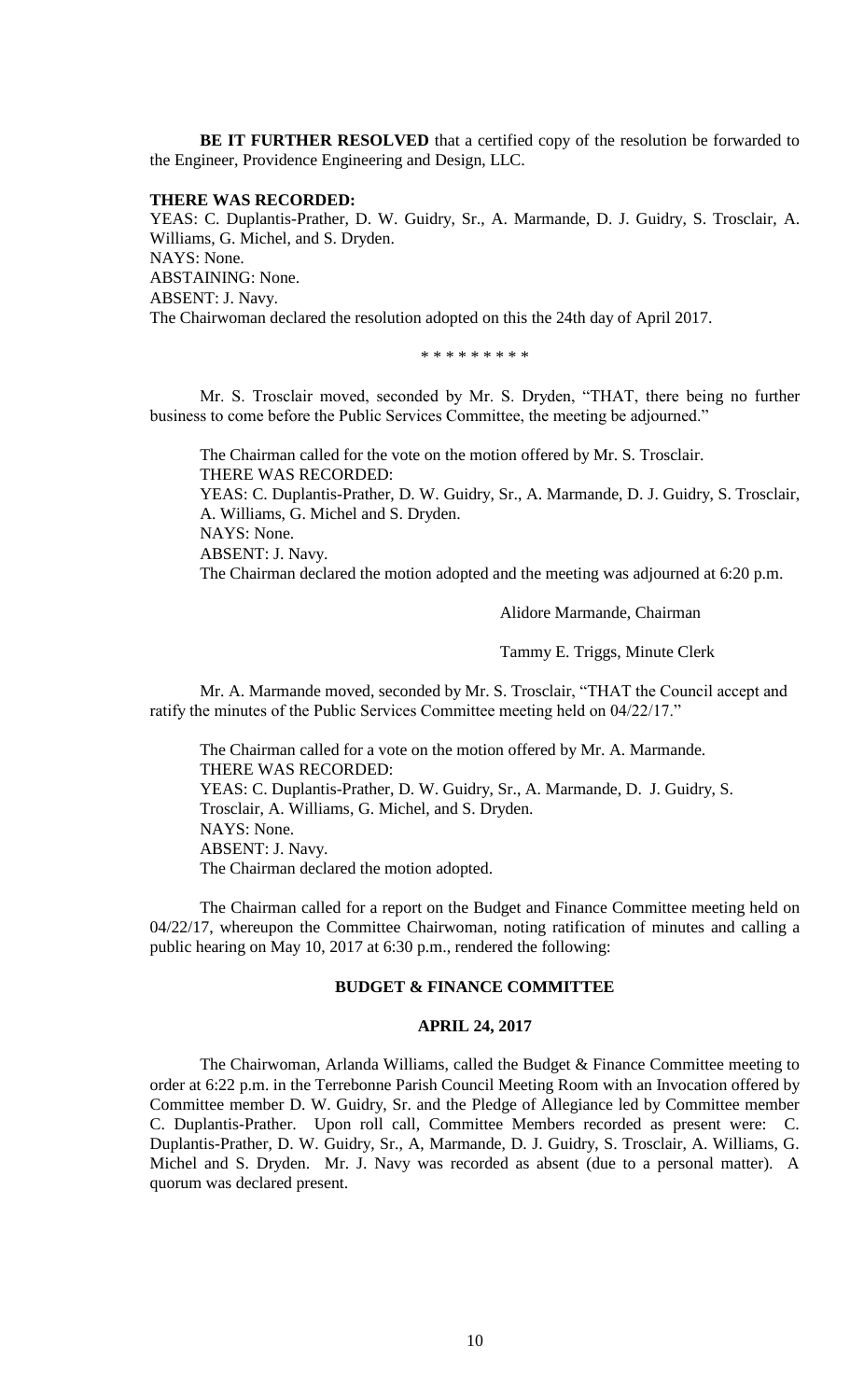**BE IT FURTHER RESOLVED** that a certified copy of the resolution be forwarded to the Engineer, Providence Engineering and Design, LLC.

**THERE WAS RECORDED:**
YEAS: C. Duplantis-Prather, D. W. Guidry, Sr., A. Marmande, D. J. Guidry, S. Trosclair, A. Williams, G. Michel, and S. Dryden.
NAYS: None.
ABSTAINING: None.
ABSENT: J. Navy.
The Chairwoman declared the resolution adopted on this the 24th day of April 2017.

\* \* \* \* \* \* \* \* \*

Mr. S. Trosclair moved, seconded by Mr. S. Dryden, "THAT, there being no further business to come before the Public Services Committee, the meeting be adjourned."

The Chairman called for the vote on the motion offered by Mr. S. Trosclair.
THERE WAS RECORDED:
YEAS: C. Duplantis-Prather, D. W. Guidry, Sr., A. Marmande, D. J. Guidry, S. Trosclair, A. Williams, G. Michel and S. Dryden.
NAYS: None.
ABSENT: J. Navy.
The Chairman declared the motion adopted and the meeting was adjourned at 6:20 p.m.

Alidore Marmande, Chairman

Tammy E. Triggs, Minute Clerk

Mr. A. Marmande moved, seconded by Mr. S. Trosclair, "THAT the Council accept and ratify the minutes of the Public Services Committee meeting held on 04/22/17."

The Chairman called for a vote on the motion offered by Mr. A. Marmande.
THERE WAS RECORDED:
YEAS: C. Duplantis-Prather, D. W. Guidry, Sr., A. Marmande, D. J. Guidry, S. Trosclair, A. Williams, G. Michel, and S. Dryden.
NAYS: None.
ABSENT: J. Navy.
The Chairman declared the motion adopted.

The Chairman called for a report on the Budget and Finance Committee meeting held on 04/22/17, whereupon the Committee Chairwoman, noting ratification of minutes and calling a public hearing on May 10, 2017 at 6:30 p.m., rendered the following:

## BUDGET & FINANCE COMMITTEE

### APRIL 24, 2017

The Chairwoman, Arlanda Williams, called the Budget & Finance Committee meeting to order at 6:22 p.m. in the Terrebonne Parish Council Meeting Room with an Invocation offered by Committee member D. W. Guidry, Sr. and the Pledge of Allegiance led by Committee member C. Duplantis-Prather. Upon roll call, Committee Members recorded as present were: C. Duplantis-Prather, D. W. Guidry, Sr., A, Marmande, D. J. Guidry, S. Trosclair, A. Williams, G. Michel and S. Dryden. Mr. J. Navy was recorded as absent (due to a personal matter). A quorum was declared present.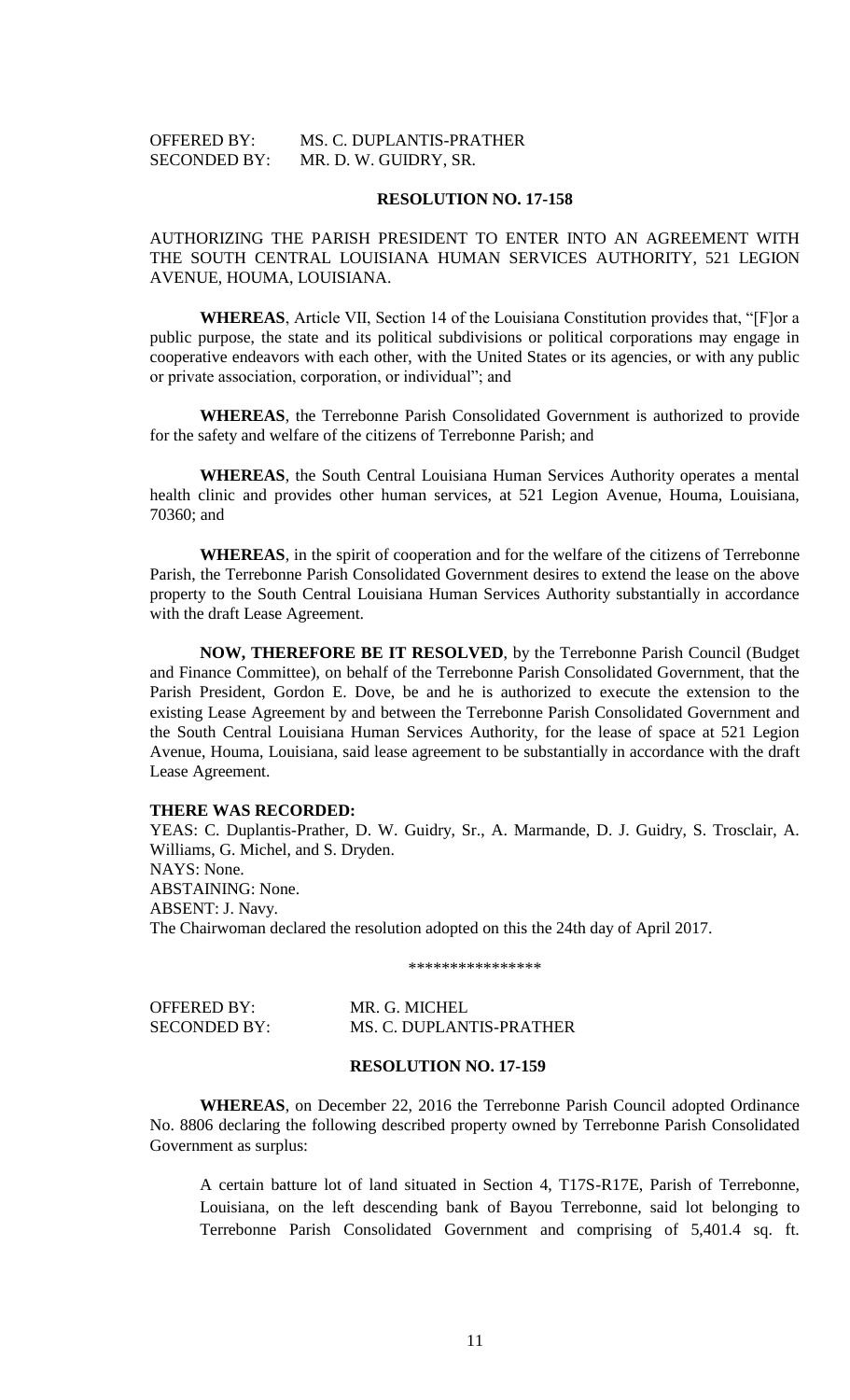OFFERED BY: MS. C. DUPLANTIS-PRATHER
SECONDED BY: MR. D. W. GUIDRY, SR.

**RESOLUTION NO. 17-158**

AUTHORIZING THE PARISH PRESIDENT TO ENTER INTO AN AGREEMENT WITH THE SOUTH CENTRAL LOUISIANA HUMAN SERVICES AUTHORITY, 521 LEGION AVENUE, HOUMA, LOUISIANA.

**WHEREAS**, Article VII, Section 14 of the Louisiana Constitution provides that, "[F]or a public purpose, the state and its political subdivisions or political corporations may engage in cooperative endeavors with each other, with the United States or its agencies, or with any public or private association, corporation, or individual"; and

**WHEREAS**, the Terrebonne Parish Consolidated Government is authorized to provide for the safety and welfare of the citizens of Terrebonne Parish; and

**WHEREAS**, the South Central Louisiana Human Services Authority operates a mental health clinic and provides other human services, at 521 Legion Avenue, Houma, Louisiana, 70360; and

**WHEREAS**, in the spirit of cooperation and for the welfare of the citizens of Terrebonne Parish, the Terrebonne Parish Consolidated Government desires to extend the lease on the above property to the South Central Louisiana Human Services Authority substantially in accordance with the draft Lease Agreement.

**NOW, THEREFORE BE IT RESOLVED**, by the Terrebonne Parish Council (Budget and Finance Committee), on behalf of the Terrebonne Parish Consolidated Government, that the Parish President, Gordon E. Dove, be and he is authorized to execute the extension to the existing Lease Agreement by and between the Terrebonne Parish Consolidated Government and the South Central Louisiana Human Services Authority, for the lease of space at 521 Legion Avenue, Houma, Louisiana, said lease agreement to be substantially in accordance with the draft Lease Agreement.

**THERE WAS RECORDED:**
YEAS: C. Duplantis-Prather, D. W. Guidry, Sr., A. Marmande, D. J. Guidry, S. Trosclair, A. Williams, G. Michel, and S. Dryden.
NAYS: None.
ABSTAINING: None.
ABSENT: J. Navy.
The Chairwoman declared the resolution adopted on this the 24th day of April 2017.

\*\*\*\*\*\*\*\*\*\*\*\*\*\*\*\*

OFFERED BY: MR. G. MICHEL
SECONDED BY: MS. C. DUPLANTIS-PRATHER

**RESOLUTION NO. 17-159**

**WHEREAS**, on December 22, 2016 the Terrebonne Parish Council adopted Ordinance No. 8806 declaring the following described property owned by Terrebonne Parish Consolidated Government as surplus:

> A certain batture lot of land situated in Section 4, T17S-R17E, Parish of Terrebonne, Louisiana, on the left descending bank of Bayou Terrebonne, said lot belonging to Terrebonne Parish Consolidated Government and comprising of 5,401.4 sq. ft.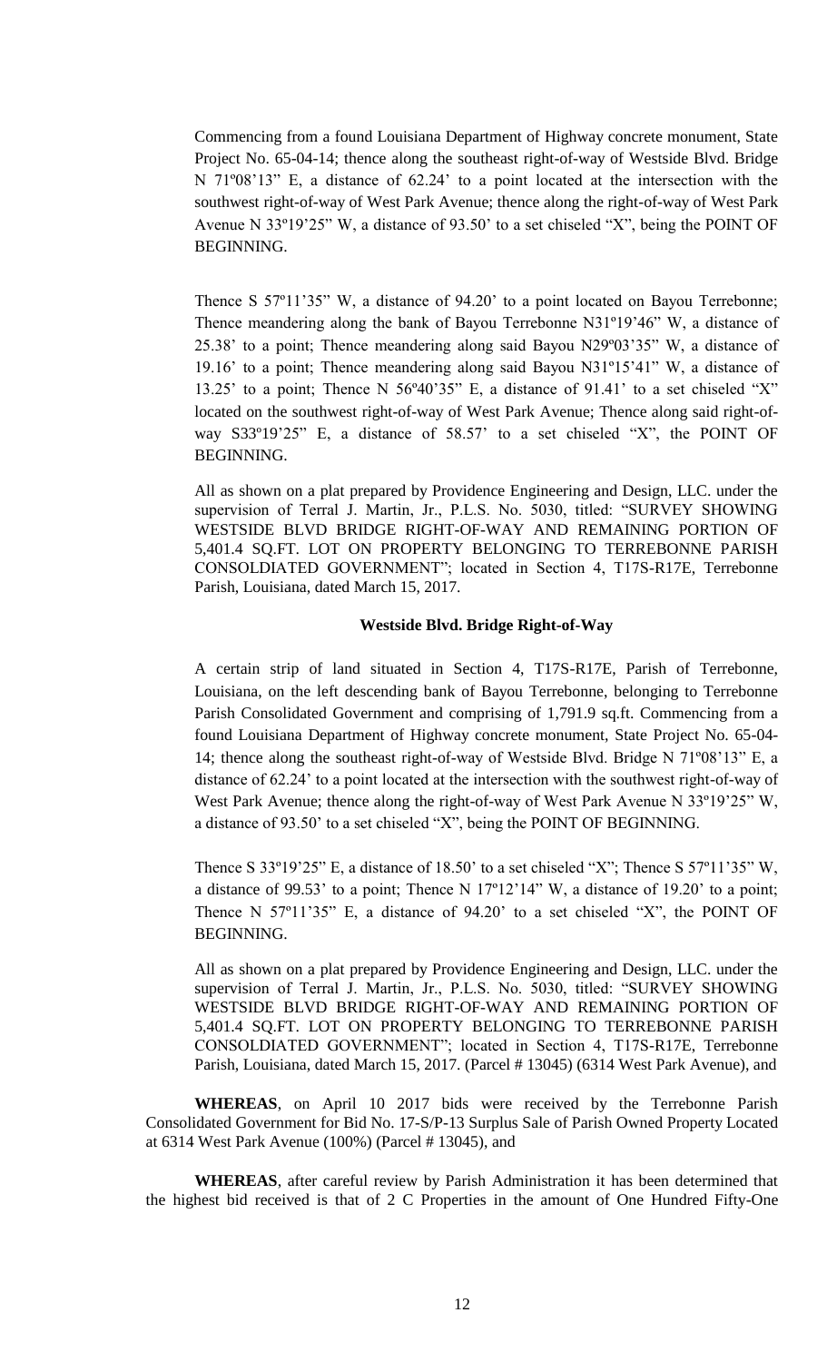Commencing from a found Louisiana Department of Highway concrete monument, State Project No. 65-04-14; thence along the southeast right-of-way of Westside Blvd. Bridge N 71º08'13" E, a distance of 62.24' to a point located at the intersection with the southwest right-of-way of West Park Avenue; thence along the right-of-way of West Park Avenue N 33º19'25" W, a distance of 93.50' to a set chiseled "X", being the POINT OF BEGINNING.

Thence S 57º11'35" W, a distance of 94.20' to a point located on Bayou Terrebonne; Thence meandering along the bank of Bayou Terrebonne N31º19'46" W, a distance of 25.38' to a point; Thence meandering along said Bayou N29º03'35" W, a distance of 19.16' to a point; Thence meandering along said Bayou N31º15'41" W, a distance of 13.25' to a point; Thence N 56º40'35" E, a distance of 91.41' to a set chiseled "X" located on the southwest right-of-way of West Park Avenue; Thence along said right-of-way S33º19'25" E, a distance of 58.57' to a set chiseled "X", the POINT OF BEGINNING.

All as shown on a plat prepared by Providence Engineering and Design, LLC. under the supervision of Terral J. Martin, Jr., P.L.S. No. 5030, titled: "SURVEY SHOWING WESTSIDE BLVD BRIDGE RIGHT-OF-WAY AND REMAINING PORTION OF 5,401.4 SQ.FT. LOT ON PROPERTY BELONGING TO TERREBONNE PARISH CONSOLDIATED GOVERNMENT"; located in Section 4, T17S-R17E, Terrebonne Parish, Louisiana, dated March 15, 2017.

**Westside Blvd. Bridge Right-of-Way**

A certain strip of land situated in Section 4, T17S-R17E, Parish of Terrebonne, Louisiana, on the left descending bank of Bayou Terrebonne, belonging to Terrebonne Parish Consolidated Government and comprising of 1,791.9 sq.ft. Commencing from a found Louisiana Department of Highway concrete monument, State Project No. 65-04-14; thence along the southeast right-of-way of Westside Blvd. Bridge N 71º08'13" E, a distance of 62.24' to a point located at the intersection with the southwest right-of-way of West Park Avenue; thence along the right-of-way of West Park Avenue N 33º19'25" W, a distance of 93.50' to a set chiseled "X", being the POINT OF BEGINNING.

Thence S 33º19'25" E, a distance of 18.50' to a set chiseled "X"; Thence S 57º11'35" W, a distance of 99.53' to a point; Thence N 17º12'14" W, a distance of 19.20' to a point; Thence N 57º11'35" E, a distance of 94.20' to a set chiseled "X", the POINT OF BEGINNING.

All as shown on a plat prepared by Providence Engineering and Design, LLC. under the supervision of Terral J. Martin, Jr., P.L.S. No. 5030, titled: "SURVEY SHOWING WESTSIDE BLVD BRIDGE RIGHT-OF-WAY AND REMAINING PORTION OF 5,401.4 SQ.FT. LOT ON PROPERTY BELONGING TO TERREBONNE PARISH CONSOLDIATED GOVERNMENT"; located in Section 4, T17S-R17E, Terrebonne Parish, Louisiana, dated March 15, 2017. (Parcel # 13045) (6314 West Park Avenue), and

**WHEREAS**, on April 10 2017 bids were received by the Terrebonne Parish Consolidated Government for Bid No. 17-S/P-13 Surplus Sale of Parish Owned Property Located at 6314 West Park Avenue (100%) (Parcel # 13045), and

**WHEREAS**, after careful review by Parish Administration it has been determined that the highest bid received is that of 2 C Properties in the amount of One Hundred Fifty-One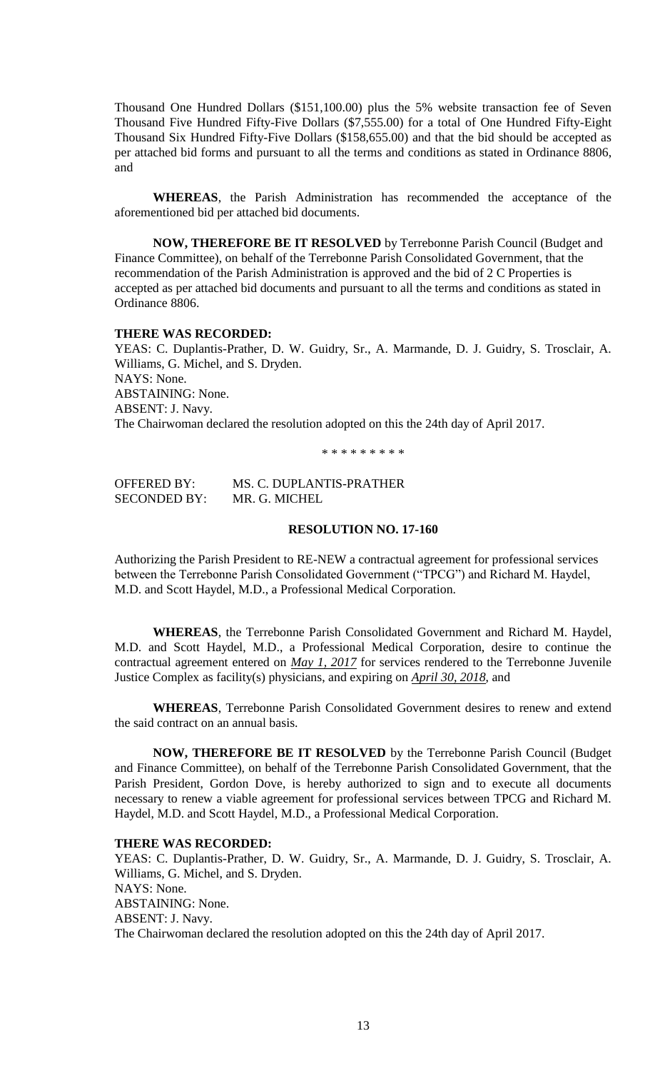Thousand One Hundred Dollars ($151,100.00) plus the 5% website transaction fee of Seven Thousand Five Hundred Fifty-Five Dollars ($7,555.00) for a total of One Hundred Fifty-Eight Thousand Six Hundred Fifty-Five Dollars ($158,655.00) and that the bid should be accepted as per attached bid forms and pursuant to all the terms and conditions as stated in Ordinance 8806, and

**WHEREAS**, the Parish Administration has recommended the acceptance of the aforementioned bid per attached bid documents.

**NOW, THEREFORE BE IT RESOLVED** by Terrebonne Parish Council (Budget and Finance Committee), on behalf of the Terrebonne Parish Consolidated Government, that the recommendation of the Parish Administration is approved and the bid of 2 C Properties is accepted as per attached bid documents and pursuant to all the terms and conditions as stated in Ordinance 8806.

**THERE WAS RECORDED:**
YEAS: C. Duplantis-Prather, D. W. Guidry, Sr., A. Marmande, D. J. Guidry, S. Trosclair, A. Williams, G. Michel, and S. Dryden.
NAYS: None.
ABSTAINING: None.
ABSENT: J. Navy.
The Chairwoman declared the resolution adopted on this the 24th day of April 2017.

\* \* \* \* \* \* \* \* \*

OFFERED BY: MS. C. DUPLANTIS-PRATHER
SECONDED BY: MR. G. MICHEL

**RESOLUTION NO. 17-160**

Authorizing the Parish President to RE-NEW a contractual agreement for professional services between the Terrebonne Parish Consolidated Government ("TPCG") and Richard M. Haydel, M.D. and Scott Haydel, M.D., a Professional Medical Corporation.

**WHEREAS**, the Terrebonne Parish Consolidated Government and Richard M. Haydel, M.D. and Scott Haydel, M.D., a Professional Medical Corporation, desire to continue the contractual agreement entered on ***May 1, 2017*** for services rendered to the Terrebonne Juvenile Justice Complex as facility(s) physicians, and expiring on ***April 30, 2018***, and

**WHEREAS**, Terrebonne Parish Consolidated Government desires to renew and extend the said contract on an annual basis.

**NOW, THEREFORE BE IT RESOLVED** by the Terrebonne Parish Council (Budget and Finance Committee), on behalf of the Terrebonne Parish Consolidated Government, that the Parish President, Gordon Dove, is hereby authorized to sign and to execute all documents necessary to renew a viable agreement for professional services between TPCG and Richard M. Haydel, M.D. and Scott Haydel, M.D., a Professional Medical Corporation.

**THERE WAS RECORDED:**
YEAS: C. Duplantis-Prather, D. W. Guidry, Sr., A. Marmande, D. J. Guidry, S. Trosclair, A. Williams, G. Michel, and S. Dryden.
NAYS: None.
ABSTAINING: None.
ABSENT: J. Navy.
The Chairwoman declared the resolution adopted on this the 24th day of April 2017.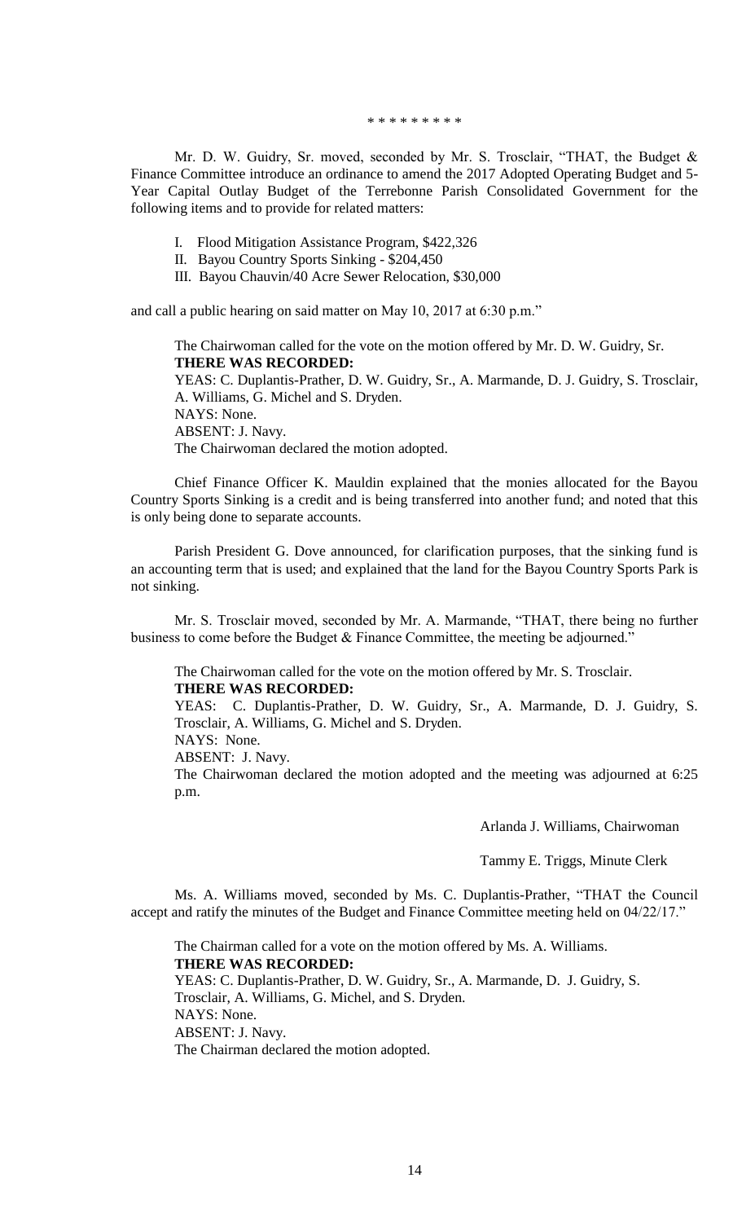\* \* \* \* \* \* \* \* \*

Mr. D. W. Guidry, Sr. moved, seconded by Mr. S. Trosclair, "THAT, the Budget & Finance Committee introduce an ordinance to amend the 2017 Adopted Operating Budget and 5-Year Capital Outlay Budget of the Terrebonne Parish Consolidated Government for the following items and to provide for related matters:

I. Flood Mitigation Assistance Program, $422,326
II. Bayou Country Sports Sinking - $204,450
III. Bayou Chauvin/40 Acre Sewer Relocation, $30,000

and call a public hearing on said matter on May 10, 2017 at 6:30 p.m."

The Chairwoman called for the vote on the motion offered by Mr. D. W. Guidry, Sr.
**THERE WAS RECORDED:**
YEAS: C. Duplantis-Prather, D. W. Guidry, Sr., A. Marmande, D. J. Guidry, S. Trosclair, A. Williams, G. Michel and S. Dryden.
NAYS: None.
ABSENT: J. Navy.
The Chairwoman declared the motion adopted.

Chief Finance Officer K. Mauldin explained that the monies allocated for the Bayou Country Sports Sinking is a credit and is being transferred into another fund; and noted that this is only being done to separate accounts.

Parish President G. Dove announced, for clarification purposes, that the sinking fund is an accounting term that is used; and explained that the land for the Bayou Country Sports Park is not sinking.

Mr. S. Trosclair moved, seconded by Mr. A. Marmande, "THAT, there being no further business to come before the Budget & Finance Committee, the meeting be adjourned."

The Chairwoman called for the vote on the motion offered by Mr. S. Trosclair.
**THERE WAS RECORDED:**
YEAS: C. Duplantis-Prather, D. W. Guidry, Sr., A. Marmande, D. J. Guidry, S. Trosclair, A. Williams, G. Michel and S. Dryden.
NAYS: None.
ABSENT: J. Navy.
The Chairwoman declared the motion adopted and the meeting was adjourned at 6:25 p.m.

Arlanda J. Williams, Chairwoman

Tammy E. Triggs, Minute Clerk

Ms. A. Williams moved, seconded by Ms. C. Duplantis-Prather, "THAT the Council accept and ratify the minutes of the Budget and Finance Committee meeting held on 04/22/17."

The Chairman called for a vote on the motion offered by Ms. A. Williams.
**THERE WAS RECORDED:**
YEAS: C. Duplantis-Prather, D. W. Guidry, Sr., A. Marmande, D. J. Guidry, S. Trosclair, A. Williams, G. Michel, and S. Dryden.
NAYS: None.
ABSENT: J. Navy.
The Chairman declared the motion adopted.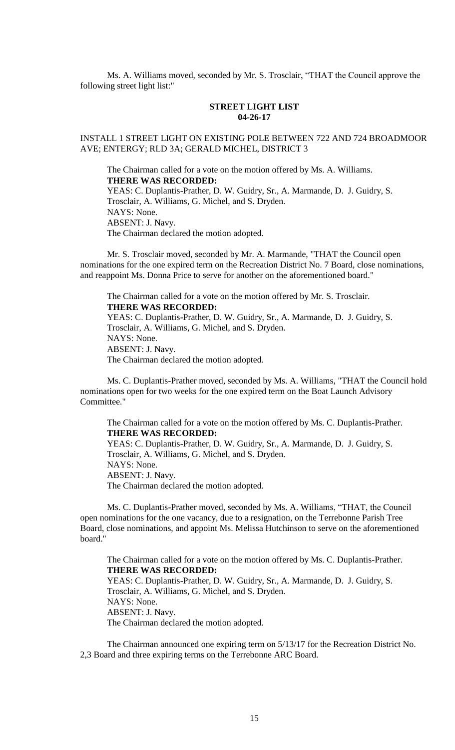Ms. A. Williams moved, seconded by Mr. S. Trosclair, "THAT the Council approve the following street light list:"

**STREET LIGHT LIST**
**04-26-17**

INSTALL 1 STREET LIGHT ON EXISTING POLE BETWEEN 722 AND 724 BROADMOOR AVE; ENTERGY; RLD 3A; GERALD MICHEL, DISTRICT 3

The Chairman called for a vote on the motion offered by Ms. A. Williams.
**THERE WAS RECORDED:**
YEAS: C. Duplantis-Prather, D. W. Guidry, Sr., A. Marmande, D. J. Guidry, S. Trosclair, A. Williams, G. Michel, and S. Dryden.
NAYS: None.
ABSENT: J. Navy.
The Chairman declared the motion adopted.

Mr. S. Trosclair moved, seconded by Mr. A. Marmande, "THAT the Council open nominations for the one expired term on the Recreation District No. 7 Board, close nominations, and reappoint Ms. Donna Price to serve for another on the aforementioned board."

The Chairman called for a vote on the motion offered by Mr. S. Trosclair.
**THERE WAS RECORDED:**
YEAS: C. Duplantis-Prather, D. W. Guidry, Sr., A. Marmande, D. J. Guidry, S. Trosclair, A. Williams, G. Michel, and S. Dryden.
NAYS: None.
ABSENT: J. Navy.
The Chairman declared the motion adopted.

Ms. C. Duplantis-Prather moved, seconded by Ms. A. Williams, "THAT the Council hold nominations open for two weeks for the one expired term on the Boat Launch Advisory Committee."

The Chairman called for a vote on the motion offered by Ms. C. Duplantis-Prather.
**THERE WAS RECORDED:**
YEAS: C. Duplantis-Prather, D. W. Guidry, Sr., A. Marmande, D. J. Guidry, S. Trosclair, A. Williams, G. Michel, and S. Dryden.
NAYS: None.
ABSENT: J. Navy.
The Chairman declared the motion adopted.

Ms. C. Duplantis-Prather moved, seconded by Ms. A. Williams, "THAT, the Council open nominations for the one vacancy, due to a resignation, on the Terrebonne Parish Tree Board, close nominations, and appoint Ms. Melissa Hutchinson to serve on the aforementioned board."

The Chairman called for a vote on the motion offered by Ms. C. Duplantis-Prather.
**THERE WAS RECORDED:**
YEAS: C. Duplantis-Prather, D. W. Guidry, Sr., A. Marmande, D. J. Guidry, S. Trosclair, A. Williams, G. Michel, and S. Dryden.
NAYS: None.
ABSENT: J. Navy.
The Chairman declared the motion adopted.

The Chairman announced one expiring term on 5/13/17 for the Recreation District No. 2,3 Board and three expiring terms on the Terrebonne ARC Board.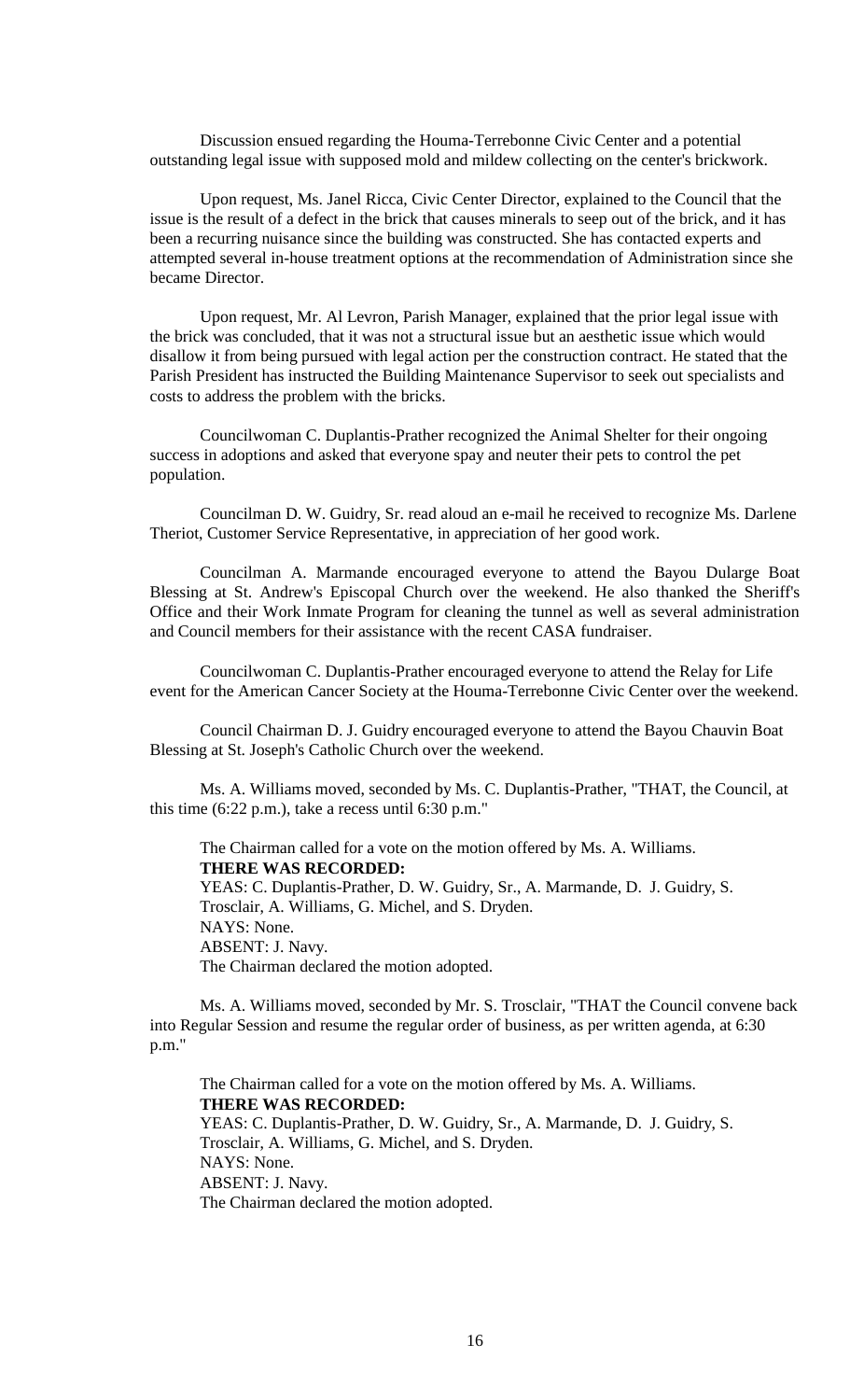Discussion ensued regarding the Houma-Terrebonne Civic Center and a potential outstanding legal issue with supposed mold and mildew collecting on the center's brickwork.

Upon request, Ms. Janel Ricca, Civic Center Director, explained to the Council that the issue is the result of a defect in the brick that causes minerals to seep out of the brick, and it has been a recurring nuisance since the building was constructed. She has contacted experts and attempted several in-house treatment options at the recommendation of Administration since she became Director.

Upon request, Mr. Al Levron, Parish Manager, explained that the prior legal issue with the brick was concluded, that it was not a structural issue but an aesthetic issue which would disallow it from being pursued with legal action per the construction contract. He stated that the Parish President has instructed the Building Maintenance Supervisor to seek out specialists and costs to address the problem with the bricks.

Councilwoman C. Duplantis-Prather recognized the Animal Shelter for their ongoing success in adoptions and asked that everyone spay and neuter their pets to control the pet population.

Councilman D. W. Guidry, Sr. read aloud an e-mail he received to recognize Ms. Darlene Theriot, Customer Service Representative, in appreciation of her good work.

Councilman A. Marmande encouraged everyone to attend the Bayou Dularge Boat Blessing at St. Andrew's Episcopal Church over the weekend. He also thanked the Sheriff's Office and their Work Inmate Program for cleaning the tunnel as well as several administration and Council members for their assistance with the recent CASA fundraiser.

Councilwoman C. Duplantis-Prather encouraged everyone to attend the Relay for Life event for the American Cancer Society at the Houma-Terrebonne Civic Center over the weekend.

Council Chairman D. J. Guidry encouraged everyone to attend the Bayou Chauvin Boat Blessing at St. Joseph's Catholic Church over the weekend.

Ms. A. Williams moved, seconded by Ms. C. Duplantis-Prather, "THAT, the Council, at this time (6:22 p.m.), take a recess until 6:30 p.m."

The Chairman called for a vote on the motion offered by Ms. A. Williams.
**THERE WAS RECORDED:**
YEAS: C. Duplantis-Prather, D. W. Guidry, Sr., A. Marmande, D. J. Guidry, S. Trosclair, A. Williams, G. Michel, and S. Dryden.
NAYS: None.
ABSENT: J. Navy.
The Chairman declared the motion adopted.

Ms. A. Williams moved, seconded by Mr. S. Trosclair, "THAT the Council convene back into Regular Session and resume the regular order of business, as per written agenda, at 6:30 p.m."

The Chairman called for a vote on the motion offered by Ms. A. Williams.
**THERE WAS RECORDED:**
YEAS: C. Duplantis-Prather, D. W. Guidry, Sr., A. Marmande, D. J. Guidry, S. Trosclair, A. Williams, G. Michel, and S. Dryden.
NAYS: None.
ABSENT: J. Navy.
The Chairman declared the motion adopted.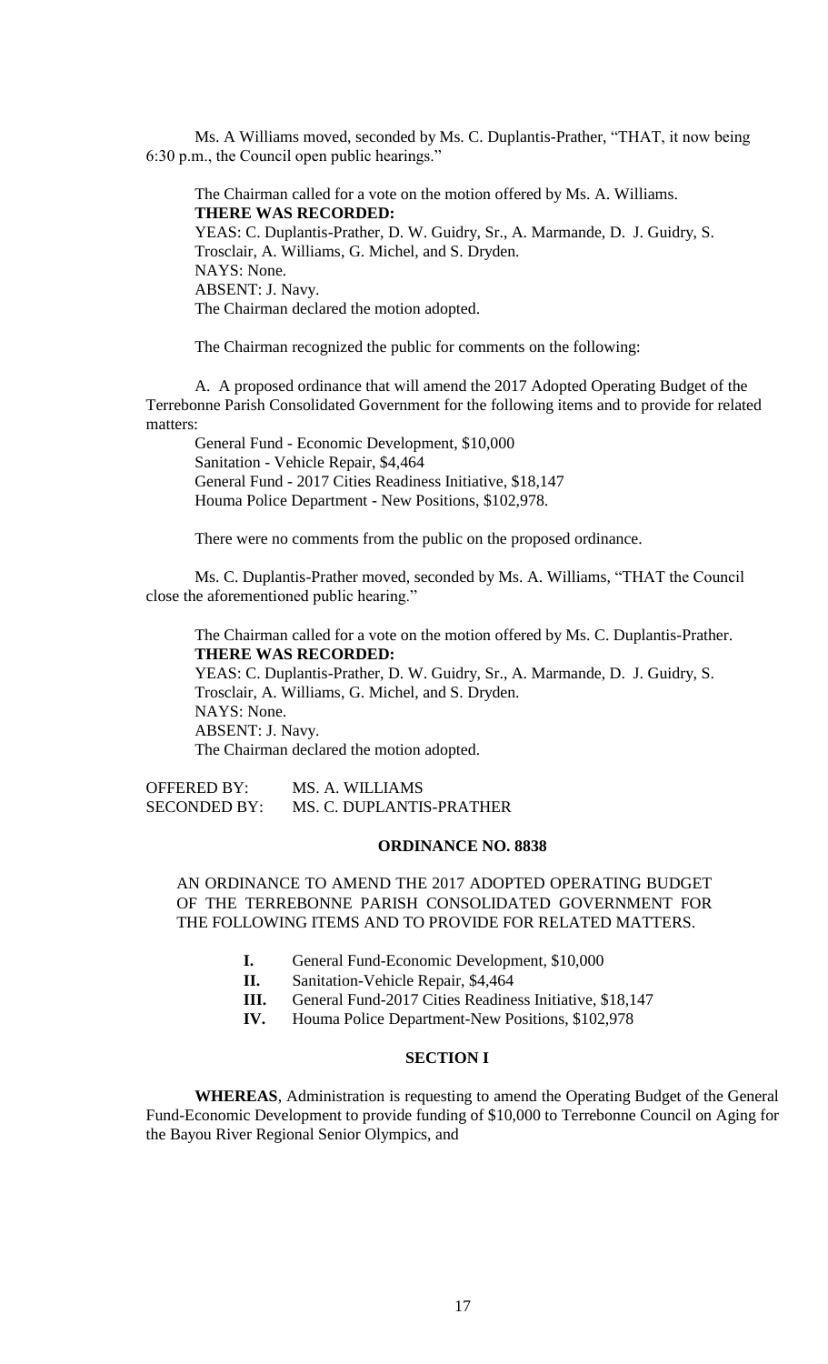Ms. A Williams moved, seconded by Ms. C. Duplantis-Prather, "THAT, it now being 6:30 p.m., the Council open public hearings."

The Chairman called for a vote on the motion offered by Ms. A. Williams.
**THERE WAS RECORDED:**
YEAS: C. Duplantis-Prather, D. W. Guidry, Sr., A. Marmande, D. J. Guidry, S. Trosclair, A. Williams, G. Michel, and S. Dryden.
NAYS: None.
ABSENT: J. Navy.
The Chairman declared the motion adopted.

The Chairman recognized the public for comments on the following:

A. A proposed ordinance that will amend the 2017 Adopted Operating Budget of the Terrebonne Parish Consolidated Government for the following items and to provide for related matters:
General Fund - Economic Development, $10,000
Sanitation - Vehicle Repair, $4,464
General Fund - 2017 Cities Readiness Initiative, $18,147
Houma Police Department - New Positions, $102,978.

There were no comments from the public on the proposed ordinance.

Ms. C. Duplantis-Prather moved, seconded by Ms. A. Williams, "THAT the Council close the aforementioned public hearing."

The Chairman called for a vote on the motion offered by Ms. C. Duplantis-Prather.
**THERE WAS RECORDED:**
YEAS: C. Duplantis-Prather, D. W. Guidry, Sr., A. Marmande, D. J. Guidry, S. Trosclair, A. Williams, G. Michel, and S. Dryden.
NAYS: None.
ABSENT: J. Navy.
The Chairman declared the motion adopted.

OFFERED BY: MS. A. WILLIAMS
SECONDED BY: MS. C. DUPLANTIS-PRATHER

**ORDINANCE NO. 8838**

AN ORDINANCE TO AMEND THE 2017 ADOPTED OPERATING BUDGET OF THE TERREBONNE PARISH CONSOLIDATED GOVERNMENT FOR THE FOLLOWING ITEMS AND TO PROVIDE FOR RELATED MATTERS.

**I.** General Fund-Economic Development, $10,000
**II.** Sanitation-Vehicle Repair, $4,464
**III.** General Fund-2017 Cities Readiness Initiative, $18,147
**IV.** Houma Police Department-New Positions, $102,978

**SECTION I**

**WHEREAS**, Administration is requesting to amend the Operating Budget of the General Fund-Economic Development to provide funding of $10,000 to Terrebonne Council on Aging for the Bayou River Regional Senior Olympics, and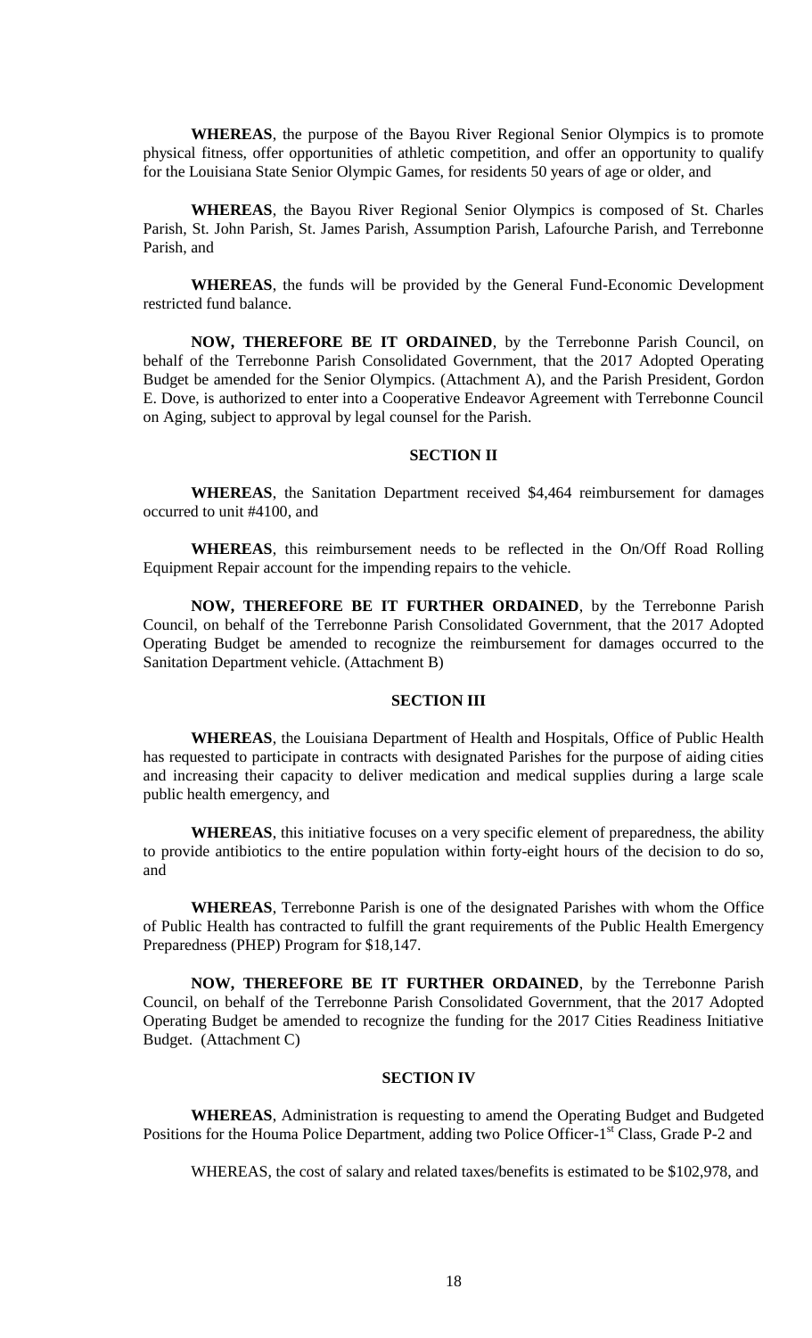**WHEREAS**, the purpose of the Bayou River Regional Senior Olympics is to promote physical fitness, offer opportunities of athletic competition, and offer an opportunity to qualify for the Louisiana State Senior Olympic Games, for residents 50 years of age or older, and

**WHEREAS**, the Bayou River Regional Senior Olympics is composed of St. Charles Parish, St. John Parish, St. James Parish, Assumption Parish, Lafourche Parish, and Terrebonne Parish, and

**WHEREAS**, the funds will be provided by the General Fund-Economic Development restricted fund balance.

**NOW, THEREFORE BE IT ORDAINED**, by the Terrebonne Parish Council, on behalf of the Terrebonne Parish Consolidated Government, that the 2017 Adopted Operating Budget be amended for the Senior Olympics. (Attachment A), and the Parish President, Gordon E. Dove, is authorized to enter into a Cooperative Endeavor Agreement with Terrebonne Council on Aging, subject to approval by legal counsel for the Parish.

**SECTION II**

**WHEREAS**, the Sanitation Department received $4,464 reimbursement for damages occurred to unit #4100, and

**WHEREAS**, this reimbursement needs to be reflected in the On/Off Road Rolling Equipment Repair account for the impending repairs to the vehicle.

**NOW, THEREFORE BE IT FURTHER ORDAINED**, by the Terrebonne Parish Council, on behalf of the Terrebonne Parish Consolidated Government, that the 2017 Adopted Operating Budget be amended to recognize the reimbursement for damages occurred to the Sanitation Department vehicle. (Attachment B)

**SECTION III**

**WHEREAS**, the Louisiana Department of Health and Hospitals, Office of Public Health has requested to participate in contracts with designated Parishes for the purpose of aiding cities and increasing their capacity to deliver medication and medical supplies during a large scale public health emergency, and

**WHEREAS**, this initiative focuses on a very specific element of preparedness, the ability to provide antibiotics to the entire population within forty-eight hours of the decision to do so, and

**WHEREAS**, Terrebonne Parish is one of the designated Parishes with whom the Office of Public Health has contracted to fulfill the grant requirements of the Public Health Emergency Preparedness (PHEP) Program for $18,147.

**NOW, THEREFORE BE IT FURTHER ORDAINED**, by the Terrebonne Parish Council, on behalf of the Terrebonne Parish Consolidated Government, that the 2017 Adopted Operating Budget be amended to recognize the funding for the 2017 Cities Readiness Initiative Budget. (Attachment C)

**SECTION IV**

**WHEREAS**, Administration is requesting to amend the Operating Budget and Budgeted Positions for the Houma Police Department, adding two Police Officer-1st Class, Grade P-2 and

WHEREAS, the cost of salary and related taxes/benefits is estimated to be $102,978, and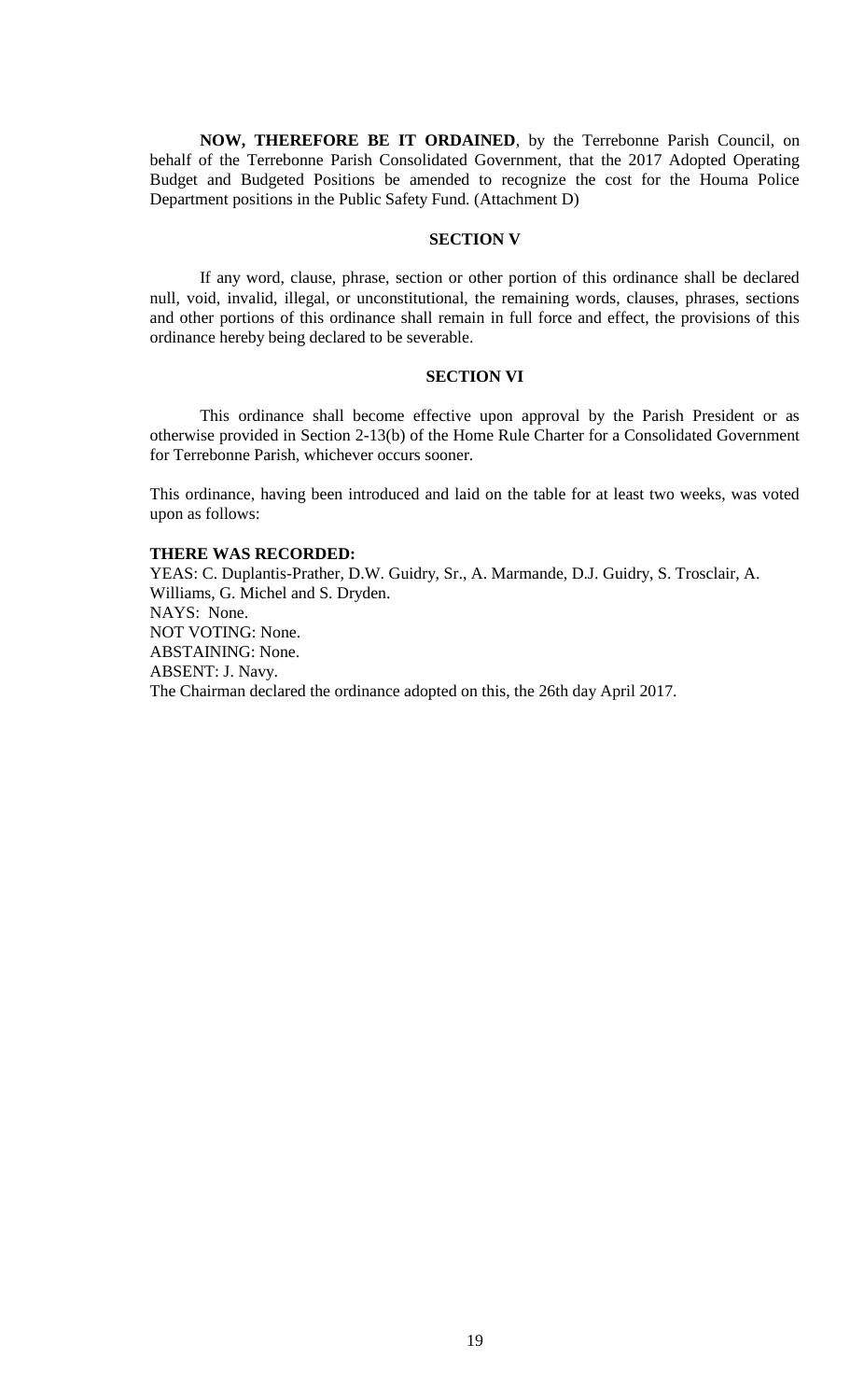**NOW, THEREFORE BE IT ORDAINED**, by the Terrebonne Parish Council, on behalf of the Terrebonne Parish Consolidated Government, that the 2017 Adopted Operating Budget and Budgeted Positions be amended to recognize the cost for the Houma Police Department positions in the Public Safety Fund. (Attachment D)

**SECTION V**

If any word, clause, phrase, section or other portion of this ordinance shall be declared null, void, invalid, illegal, or unconstitutional, the remaining words, clauses, phrases, sections and other portions of this ordinance shall remain in full force and effect, the provisions of this ordinance hereby being declared to be severable.

**SECTION VI**

This ordinance shall become effective upon approval by the Parish President or as otherwise provided in Section 2-13(b) of the Home Rule Charter for a Consolidated Government for Terrebonne Parish, whichever occurs sooner.

This ordinance, having been introduced and laid on the table for at least two weeks, was voted upon as follows:

**THERE WAS RECORDED:**
YEAS: C. Duplantis-Prather, D.W. Guidry, Sr., A. Marmande, D.J. Guidry, S. Trosclair, A. Williams, G. Michel and S. Dryden.
NAYS: None.
NOT VOTING: None.
ABSTAINING: None.
ABSENT: J. Navy.
The Chairman declared the ordinance adopted on this, the 26th day April 2017.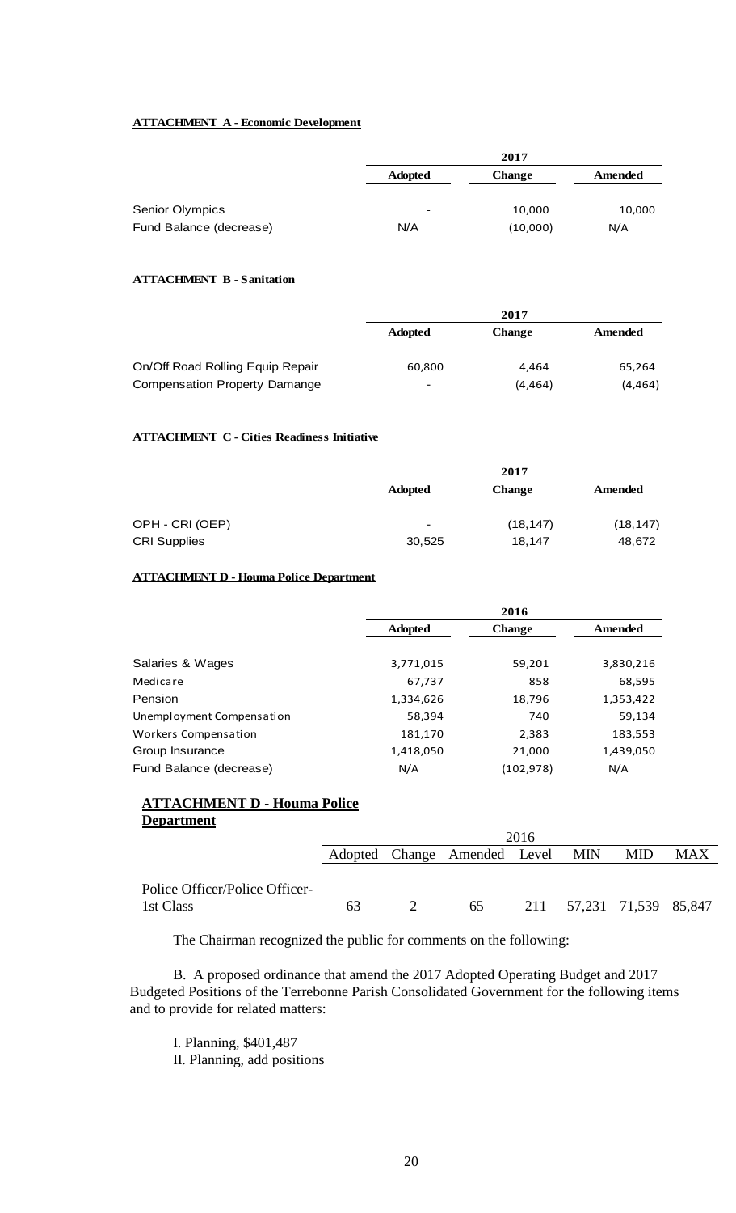**ATTACHMENT A - Economic Development**

| | 2017 | | |
|---|---|---|---|
| | **Adopted** | **Change** | **Amended** |
| Senior Olympics | - | 10,000 | 10,000 |
| Fund Balance (decrease) | N/A | (10,000) | N/A |

**ATTACHMENT B - Sanitation**

| | 2017 | | |
|---|---|---|---|
| | **Adopted** | **Change** | **Amended** |
| On/Off Road Rolling Equip Repair | 60,800 | 4,464 | 65,264 |
| Compensation Property Damange | - | (4,464) | (4,464) |

**ATTACHMENT C - Cities Readiness Initiative**

| | 2017 | | |
|---|---|---|---|
| | **Adopted** | **Change** | **Amended** |
| OPH - CRI (OEP) | - | (18,147) | (18,147) |
| CRI Supplies | 30,525 | 18,147 | 48,672 |

**ATTACHMENT D - Houma Police Department**

| | 2016 | | |
|---|---|---|---|
| | **Adopted** | **Change** | **Amended** |
| Salaries & Wages | 3,771,015 | 59,201 | 3,830,216 |
| Medicare | 67,737 | 858 | 68,595 |
| Pension | 1,334,626 | 18,796 | 1,353,422 |
| Unemployment Compensation | 58,394 | 740 | 59,134 |
| Workers Compensation | 181,170 | 2,383 | 183,553 |
| Group Insurance | 1,418,050 | 21,000 | 1,439,050 |
| Fund Balance (decrease) | N/A | (102,978) | N/A |

**ATTACHMENT D - Houma Police Department**

| | 2016 | | | | | | |
|---|---|---|---|---|---|---|---|
| | Adopted | Change | Amended | Level | MIN | MID | MAX |
| Police Officer/Police Officer-1st Class | 63 | 2 | 65 | 211 | 57,231 | 71,539 | 85,847 |

The Chairman recognized the public for comments on the following:

B. A proposed ordinance that amend the 2017 Adopted Operating Budget and 2017 Budgeted Positions of the Terrebonne Parish Consolidated Government for the following items and to provide for related matters:

I. Planning, $401,487
II. Planning, add positions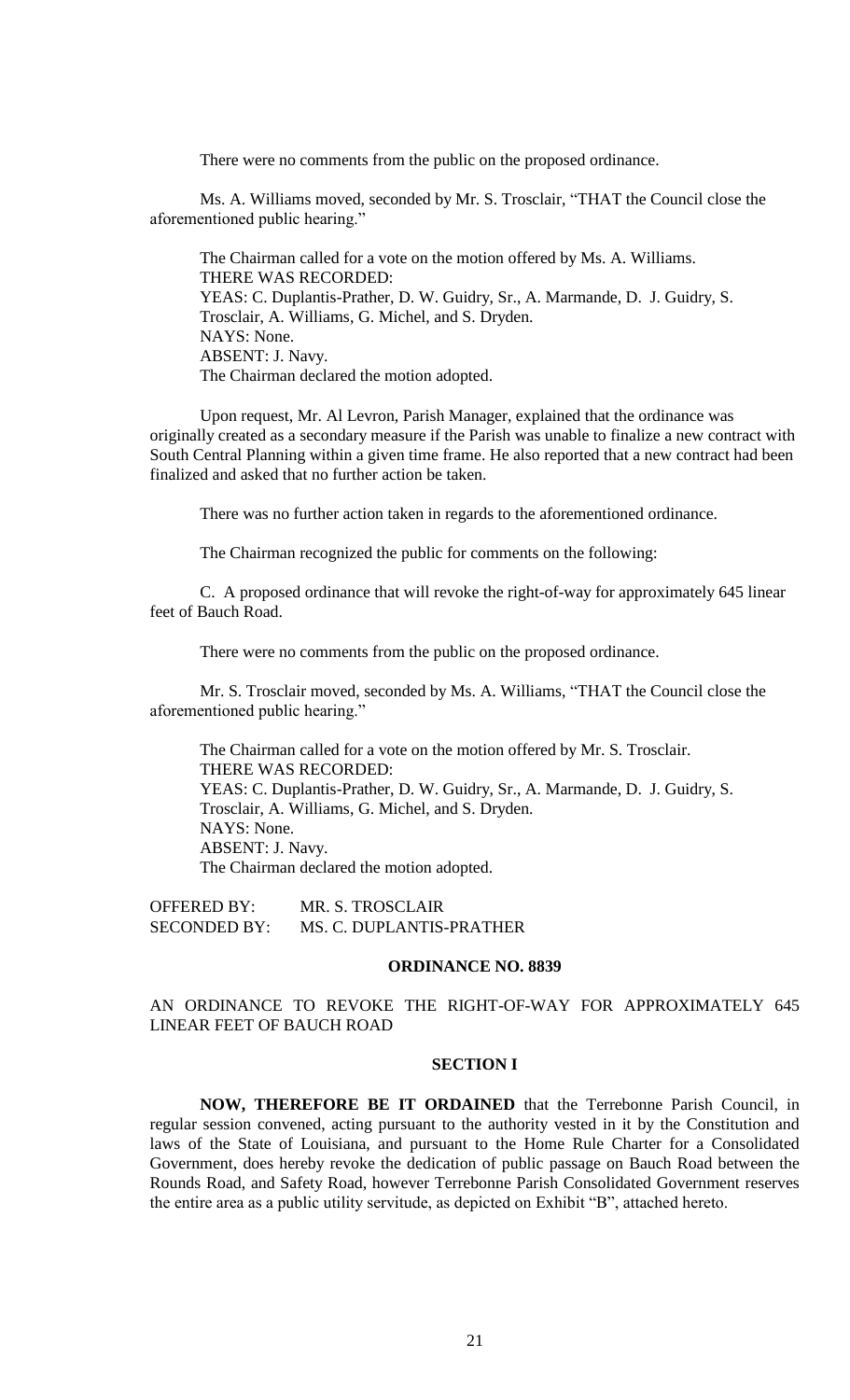There were no comments from the public on the proposed ordinance.

Ms. A. Williams moved, seconded by Mr. S. Trosclair, "THAT the Council close the aforementioned public hearing."

The Chairman called for a vote on the motion offered by Ms. A. Williams.
THERE WAS RECORDED:
YEAS: C. Duplantis-Prather, D. W. Guidry, Sr., A. Marmande, D. J. Guidry, S. Trosclair, A. Williams, G. Michel, and S. Dryden.
NAYS: None.
ABSENT: J. Navy.
The Chairman declared the motion adopted.

Upon request, Mr. Al Levron, Parish Manager, explained that the ordinance was originally created as a secondary measure if the Parish was unable to finalize a new contract with South Central Planning within a given time frame. He also reported that a new contract had been finalized and asked that no further action be taken.

There was no further action taken in regards to the aforementioned ordinance.

The Chairman recognized the public for comments on the following:

C. A proposed ordinance that will revoke the right-of-way for approximately 645 linear feet of Bauch Road.

There were no comments from the public on the proposed ordinance.

Mr. S. Trosclair moved, seconded by Ms. A. Williams, "THAT the Council close the aforementioned public hearing."

The Chairman called for a vote on the motion offered by Mr. S. Trosclair.
THERE WAS RECORDED:
YEAS: C. Duplantis-Prather, D. W. Guidry, Sr., A. Marmande, D. J. Guidry, S. Trosclair, A. Williams, G. Michel, and S. Dryden.
NAYS: None.
ABSENT: J. Navy.
The Chairman declared the motion adopted.

OFFERED BY: MR. S. TROSCLAIR
SECONDED BY: MS. C. DUPLANTIS-PRATHER

**ORDINANCE NO. 8839**

AN ORDINANCE TO REVOKE THE RIGHT-OF-WAY FOR APPROXIMATELY 645 LINEAR FEET OF BAUCH ROAD

**SECTION I**

**NOW, THEREFORE BE IT ORDAINED** that the Terrebonne Parish Council, in regular session convened, acting pursuant to the authority vested in it by the Constitution and laws of the State of Louisiana, and pursuant to the Home Rule Charter for a Consolidated Government, does hereby revoke the dedication of public passage on Bauch Road between the Rounds Road, and Safety Road, however Terrebonne Parish Consolidated Government reserves the entire area as a public utility servitude, as depicted on Exhibit "B", attached hereto.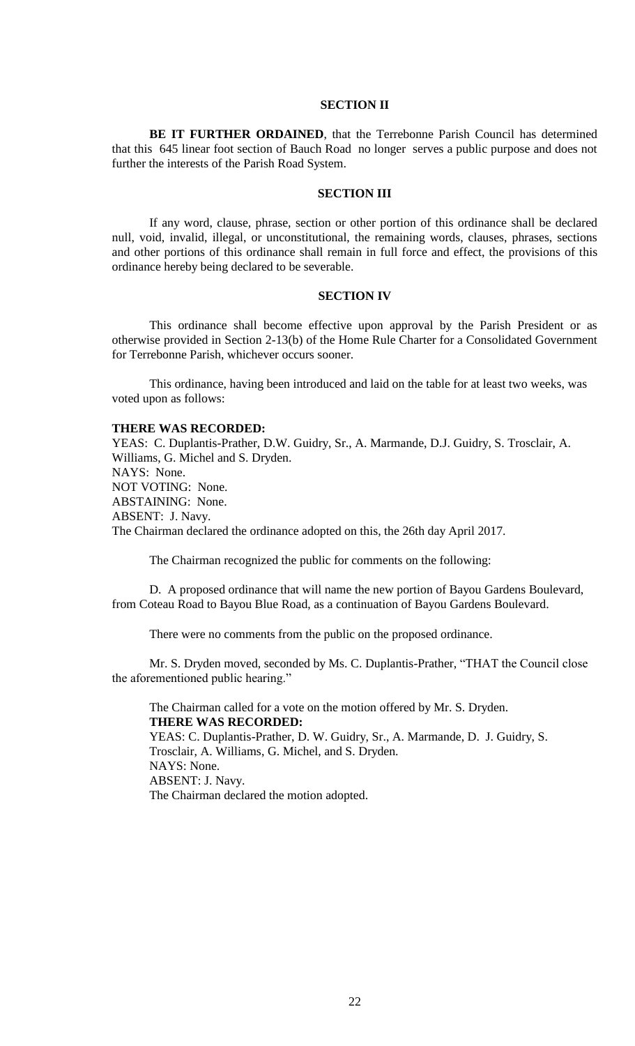**SECTION II**

**BE IT FURTHER ORDAINED**, that the Terrebonne Parish Council has determined that this 645 linear foot section of Bauch Road no longer serves a public purpose and does not further the interests of the Parish Road System.

**SECTION III**

If any word, clause, phrase, section or other portion of this ordinance shall be declared null, void, invalid, illegal, or unconstitutional, the remaining words, clauses, phrases, sections and other portions of this ordinance shall remain in full force and effect, the provisions of this ordinance hereby being declared to be severable.

**SECTION IV**

This ordinance shall become effective upon approval by the Parish President or as otherwise provided in Section 2-13(b) of the Home Rule Charter for a Consolidated Government for Terrebonne Parish, whichever occurs sooner.

This ordinance, having been introduced and laid on the table for at least two weeks, was voted upon as follows:

**THERE WAS RECORDED:**
YEAS: C. Duplantis-Prather, D.W. Guidry, Sr., A. Marmande, D.J. Guidry, S. Trosclair, A. Williams, G. Michel and S. Dryden.
NAYS: None.
NOT VOTING: None.
ABSTAINING: None.
ABSENT: J. Navy.
The Chairman declared the ordinance adopted on this, the 26th day April 2017.

The Chairman recognized the public for comments on the following:

D. A proposed ordinance that will name the new portion of Bayou Gardens Boulevard, from Coteau Road to Bayou Blue Road, as a continuation of Bayou Gardens Boulevard.

There were no comments from the public on the proposed ordinance.

Mr. S. Dryden moved, seconded by Ms. C. Duplantis-Prather, "THAT the Council close the aforementioned public hearing."

The Chairman called for a vote on the motion offered by Mr. S. Dryden.
**THERE WAS RECORDED:**
YEAS: C. Duplantis-Prather, D. W. Guidry, Sr., A. Marmande, D. J. Guidry, S. Trosclair, A. Williams, G. Michel, and S. Dryden.
NAYS: None.
ABSENT: J. Navy.
The Chairman declared the motion adopted.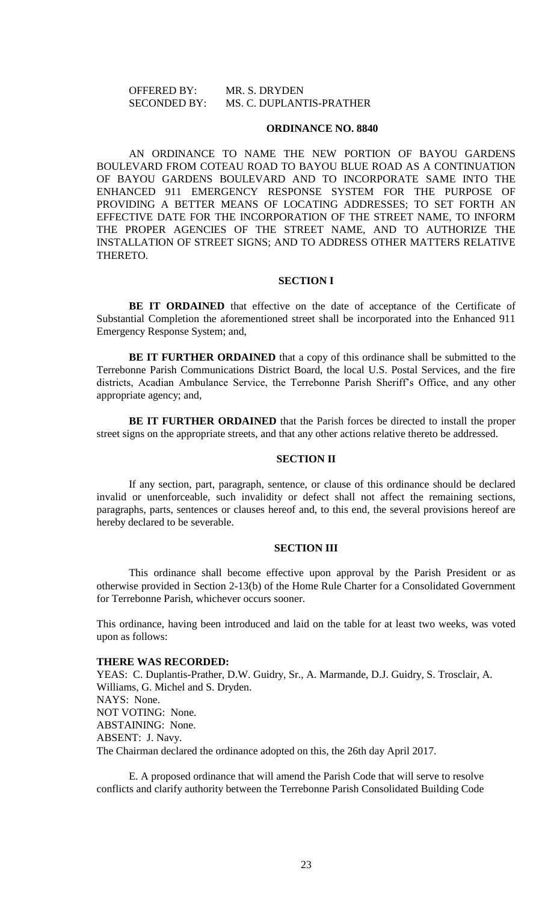OFFERED BY: MR. S. DRYDEN
SECONDED BY: MS. C. DUPLANTIS-PRATHER

**ORDINANCE NO. 8840**

AN ORDINANCE TO NAME THE NEW PORTION OF BAYOU GARDENS BOULEVARD FROM COTEAU ROAD TO BAYOU BLUE ROAD AS A CONTINUATION OF BAYOU GARDENS BOULEVARD AND TO INCORPORATE SAME INTO THE ENHANCED 911 EMERGENCY RESPONSE SYSTEM FOR THE PURPOSE OF PROVIDING A BETTER MEANS OF LOCATING ADDRESSES; TO SET FORTH AN EFFECTIVE DATE FOR THE INCORPORATION OF THE STREET NAME, TO INFORM THE PROPER AGENCIES OF THE STREET NAME, AND TO AUTHORIZE THE INSTALLATION OF STREET SIGNS; AND TO ADDRESS OTHER MATTERS RELATIVE THERETO.

**SECTION I**

**BE IT ORDAINED** that effective on the date of acceptance of the Certificate of Substantial Completion the aforementioned street shall be incorporated into the Enhanced 911 Emergency Response System; and,

**BE IT FURTHER ORDAINED** that a copy of this ordinance shall be submitted to the Terrebonne Parish Communications District Board, the local U.S. Postal Services, and the fire districts, Acadian Ambulance Service, the Terrebonne Parish Sheriff's Office, and any other appropriate agency; and,

**BE IT FURTHER ORDAINED** that the Parish forces be directed to install the proper street signs on the appropriate streets, and that any other actions relative thereto be addressed.

**SECTION II**

If any section, part, paragraph, sentence, or clause of this ordinance should be declared invalid or unenforceable, such invalidity or defect shall not affect the remaining sections, paragraphs, parts, sentences or clauses hereof and, to this end, the several provisions hereof are hereby declared to be severable.

**SECTION III**

This ordinance shall become effective upon approval by the Parish President or as otherwise provided in Section 2-13(b) of the Home Rule Charter for a Consolidated Government for Terrebonne Parish, whichever occurs sooner.

This ordinance, having been introduced and laid on the table for at least two weeks, was voted upon as follows:

**THERE WAS RECORDED:**
YEAS: C. Duplantis-Prather, D.W. Guidry, Sr., A. Marmande, D.J. Guidry, S. Trosclair, A. Williams, G. Michel and S. Dryden.
NAYS: None.
NOT VOTING: None.
ABSTAINING: None.
ABSENT: J. Navy.
The Chairman declared the ordinance adopted on this, the 26th day April 2017.

E. A proposed ordinance that will amend the Parish Code that will serve to resolve conflicts and clarify authority between the Terrebonne Parish Consolidated Building Code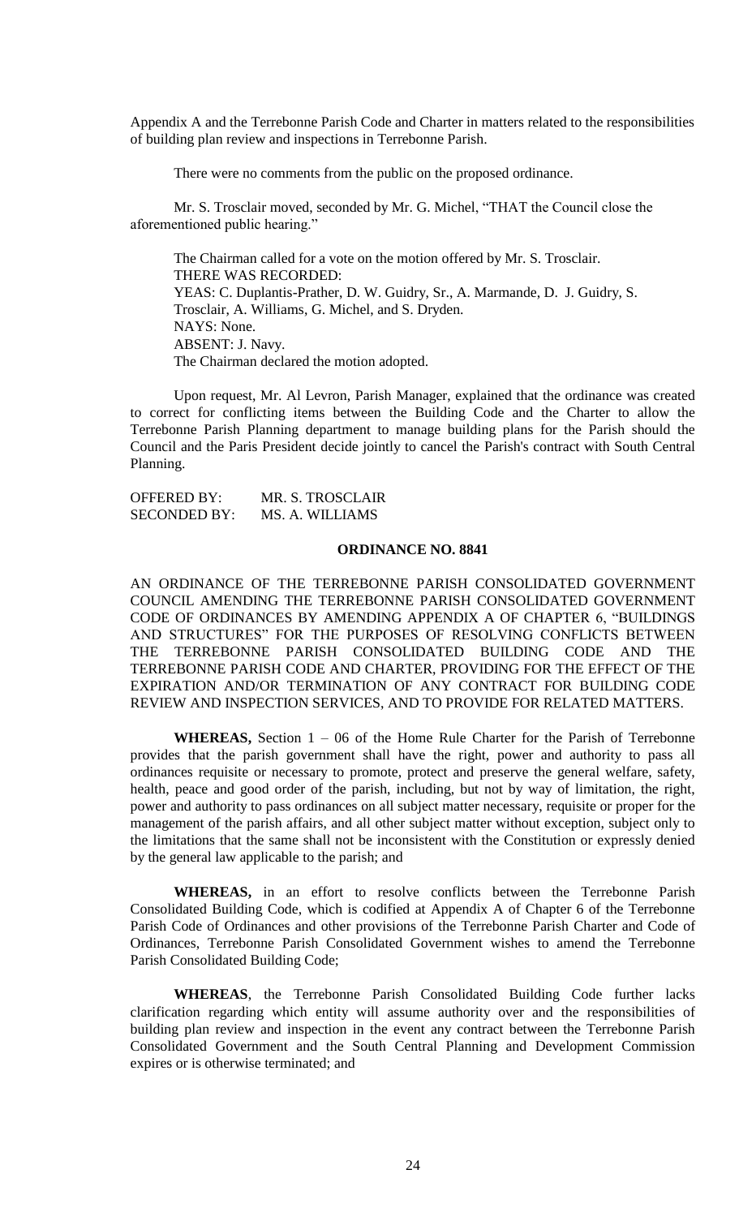Appendix A and the Terrebonne Parish Code and Charter in matters related to the responsibilities of building plan review and inspections in Terrebonne Parish.

There were no comments from the public on the proposed ordinance.

Mr. S. Trosclair moved, seconded by Mr. G. Michel, "THAT the Council close the aforementioned public hearing."

The Chairman called for a vote on the motion offered by Mr. S. Trosclair.
THERE WAS RECORDED:
YEAS: C. Duplantis-Prather, D. W. Guidry, Sr., A. Marmande, D. J. Guidry, S. Trosclair, A. Williams, G. Michel, and S. Dryden.
NAYS: None.
ABSENT: J. Navy.
The Chairman declared the motion adopted.

Upon request, Mr. Al Levron, Parish Manager, explained that the ordinance was created to correct for conflicting items between the Building Code and the Charter to allow the Terrebonne Parish Planning department to manage building plans for the Parish should the Council and the Paris President decide jointly to cancel the Parish's contract with South Central Planning.

OFFERED BY: MR. S. TROSCLAIR
SECONDED BY: MS. A. WILLIAMS

**ORDINANCE NO. 8841**

AN ORDINANCE OF THE TERREBONNE PARISH CONSOLIDATED GOVERNMENT COUNCIL AMENDING THE TERREBONNE PARISH CONSOLIDATED GOVERNMENT CODE OF ORDINANCES BY AMENDING APPENDIX A OF CHAPTER 6, "BUILDINGS AND STRUCTURES" FOR THE PURPOSES OF RESOLVING CONFLICTS BETWEEN THE TERREBONNE PARISH CONSOLIDATED BUILDING CODE AND THE TERREBONNE PARISH CODE AND CHARTER, PROVIDING FOR THE EFFECT OF THE EXPIRATION AND/OR TERMINATION OF ANY CONTRACT FOR BUILDING CODE REVIEW AND INSPECTION SERVICES, AND TO PROVIDE FOR RELATED MATTERS.

**WHEREAS,** Section 1 – 06 of the Home Rule Charter for the Parish of Terrebonne provides that the parish government shall have the right, power and authority to pass all ordinances requisite or necessary to promote, protect and preserve the general welfare, safety, health, peace and good order of the parish, including, but not by way of limitation, the right, power and authority to pass ordinances on all subject matter necessary, requisite or proper for the management of the parish affairs, and all other subject matter without exception, subject only to the limitations that the same shall not be inconsistent with the Constitution or expressly denied by the general law applicable to the parish; and

**WHEREAS,** in an effort to resolve conflicts between the Terrebonne Parish Consolidated Building Code, which is codified at Appendix A of Chapter 6 of the Terrebonne Parish Code of Ordinances and other provisions of the Terrebonne Parish Charter and Code of Ordinances, Terrebonne Parish Consolidated Government wishes to amend the Terrebonne Parish Consolidated Building Code;

**WHEREAS**, the Terrebonne Parish Consolidated Building Code further lacks clarification regarding which entity will assume authority over and the responsibilities of building plan review and inspection in the event any contract between the Terrebonne Parish Consolidated Government and the South Central Planning and Development Commission expires or is otherwise terminated; and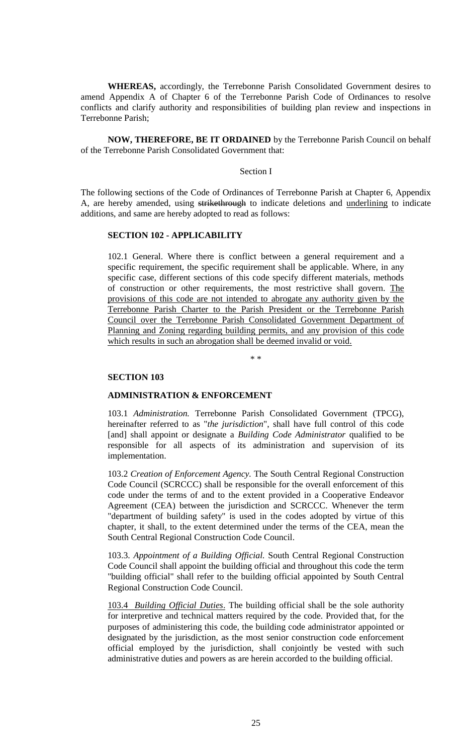**WHEREAS,** accordingly, the Terrebonne Parish Consolidated Government desires to amend Appendix A of Chapter 6 of the Terrebonne Parish Code of Ordinances to resolve conflicts and clarify authority and responsibilities of building plan review and inspections in Terrebonne Parish;

**NOW, THEREFORE, BE IT ORDAINED** by the Terrebonne Parish Council on behalf of the Terrebonne Parish Consolidated Government that:

Section I

The following sections of the Code of Ordinances of Terrebonne Parish at Chapter 6, Appendix A, are hereby amended, using ~~strikethrough~~ to indicate deletions and <u>underlining</u> to indicate additions, and same are hereby adopted to read as follows:

**SECTION 102 - APPLICABILITY**

102.1 General. Where there is conflict between a general requirement and a specific requirement, the specific requirement shall be applicable. Where, in any specific case, different sections of this code specify different materials, methods of construction or other requirements, the most restrictive shall govern. <u>The provisions of this code are not intended to abrogate any authority given by the Terrebonne Parish Charter to the Parish President or the Terrebonne Parish Council over the Terrebonne Parish Consolidated Government Department of Planning and Zoning regarding building permits, and any provision of this code which results in such an abrogation shall be deemed invalid or void.</u>

\* \*

**SECTION 103**

**ADMINISTRATION & ENFORCEMENT**

103.1 *Administration.* Terrebonne Parish Consolidated Government (TPCG), hereinafter referred to as "*the jurisdiction*", shall have full control of this code [and] shall appoint or designate a *Building Code Administrator* qualified to be responsible for all aspects of its administration and supervision of its implementation.

103.2 *Creation of Enforcement Agency.* The South Central Regional Construction Code Council (SCRCCC) shall be responsible for the overall enforcement of this code under the terms of and to the extent provided in a Cooperative Endeavor Agreement (CEA) between the jurisdiction and SCRCCC. Whenever the term "department of building safety" is used in the codes adopted by virtue of this chapter, it shall, to the extent determined under the terms of the CEA, mean the South Central Regional Construction Code Council.

103.3. *Appointment of a Building Official.* South Central Regional Construction Code Council shall appoint the building official and throughout this code the term "building official" shall refer to the building official appointed by South Central Regional Construction Code Council.

<u>103.4</u> <u>*Building Official Duties*</u>. The building official shall be the sole authority for interpretive and technical matters required by the code. Provided that, for the purposes of administering this code, the building code administrator appointed or designated by the jurisdiction, as the most senior construction code enforcement official employed by the jurisdiction, shall conjointly be vested with such administrative duties and powers as are herein accorded to the building official.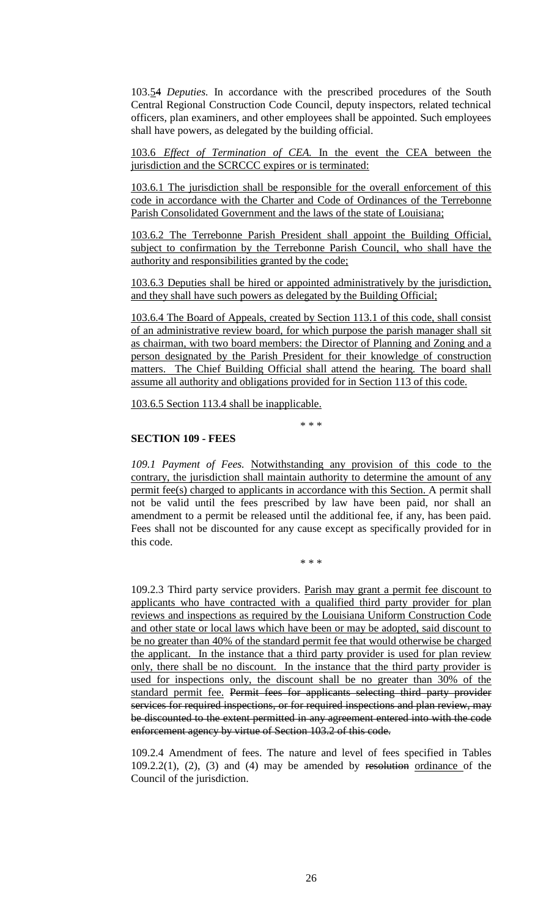103.<u>5</u>~~4~~ *Deputies.* In accordance with the prescribed procedures of the South Central Regional Construction Code Council, deputy inspectors, related technical officers, plan examiners, and other employees shall be appointed. Such employees shall have powers, as delegated by the building official.

<u>103.6 *Effect of Termination of CEA.* In the event the CEA between the jurisdiction and the SCRCCC expires or is terminated:</u>

<u>103.6.1 The jurisdiction shall be responsible for the overall enforcement of this code in accordance with the Charter and Code of Ordinances of the Terrebonne Parish Consolidated Government and the laws of the state of Louisiana;</u>

<u>103.6.2 The Terrebonne Parish President shall appoint the Building Official, subject to confirmation by the Terrebonne Parish Council, who shall have the authority and responsibilities granted by the code;</u>

<u>103.6.3 Deputies shall be hired or appointed administratively by the jurisdiction, and they shall have such powers as delegated by the Building Official;</u>

<u>103.6.4 The Board of Appeals, created by Section 113.1 of this code, shall consist of an administrative review board, for which purpose the parish manager shall sit as chairman, with two board members: the Director of Planning and Zoning and a person designated by the Parish President for their knowledge of construction matters. The Chief Building Official shall attend the hearing. The board shall assume all authority and obligations provided for in Section 113 of this code.</u>

<u>103.6.5 Section 113.4 shall be inapplicable.</u>

\* \* \*

**SECTION 109 - FEES**

*109.1 Payment of Fees.* <u>Notwithstanding any provision of this code to the contrary, the jurisdiction shall maintain authority to determine the amount of any permit fee(s) charged to applicants in accordance with this Section.</u> A permit shall not be valid until the fees prescribed by law have been paid, nor shall an amendment to a permit be released until the additional fee, if any, has been paid. Fees shall not be discounted for any cause except as specifically provided for in this code.

\* \* \*

109.2.3 Third party service providers. <u>Parish may grant a permit fee discount to applicants who have contracted with a qualified third party provider for plan reviews and inspections as required by the Louisiana Uniform Construction Code and other state or local laws which have been or may be adopted, said discount to be no greater than 40% of the standard permit fee that would otherwise be charged the applicant. In the instance that a third party provider is used for plan review only, there shall be no discount. In the instance that the third party provider is used for inspections only, the discount shall be no greater than 30% of the standard permit fee.</u> ~~Permit fees for applicants selecting third party provider services for required inspections, or for required inspections and plan review, may be discounted to the extent permitted in any agreement entered into with the code enforcement agency by virtue of Section 103.2 of this code.~~

109.2.4 Amendment of fees. The nature and level of fees specified in Tables 109.2.2(1), (2), (3) and (4) may be amended by ~~resolution~~ <u>ordinance</u> of the Council of the jurisdiction.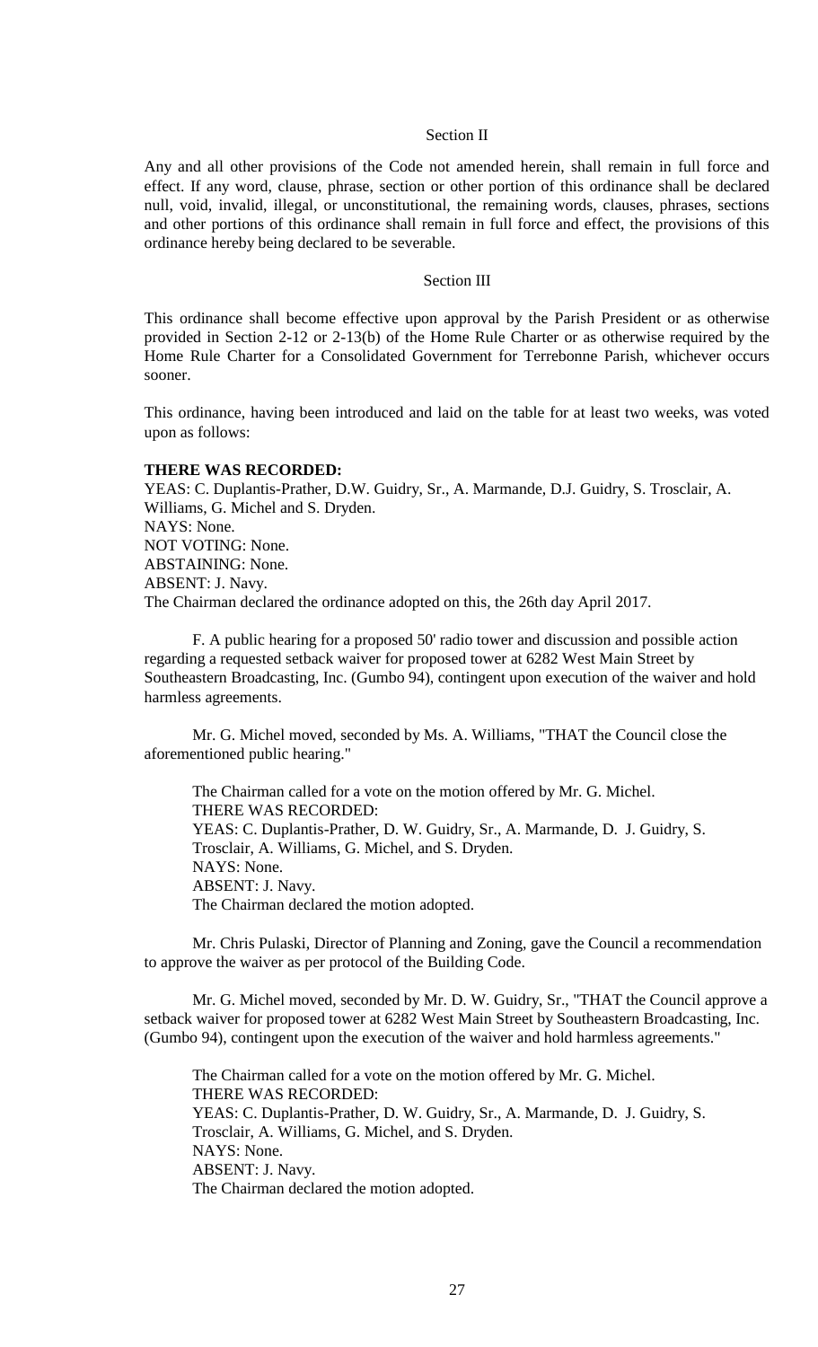## Section II

Any and all other provisions of the Code not amended herein, shall remain in full force and effect. If any word, clause, phrase, section or other portion of this ordinance shall be declared null, void, invalid, illegal, or unconstitutional, the remaining words, clauses, phrases, sections and other portions of this ordinance shall remain in full force and effect, the provisions of this ordinance hereby being declared to be severable.

## Section III

This ordinance shall become effective upon approval by the Parish President or as otherwise provided in Section 2-12 or 2-13(b) of the Home Rule Charter or as otherwise required by the Home Rule Charter for a Consolidated Government for Terrebonne Parish, whichever occurs sooner.

This ordinance, having been introduced and laid on the table for at least two weeks, was voted upon as follows:

**THERE WAS RECORDED:**
YEAS: C. Duplantis-Prather, D.W. Guidry, Sr., A. Marmande, D.J. Guidry, S. Trosclair, A. Williams, G. Michel and S. Dryden.
NAYS: None.
NOT VOTING: None.
ABSTAINING: None.
ABSENT: J. Navy.
The Chairman declared the ordinance adopted on this, the 26th day April 2017.

F. A public hearing for a proposed 50' radio tower and discussion and possible action regarding a requested setback waiver for proposed tower at 6282 West Main Street by Southeastern Broadcasting, Inc. (Gumbo 94), contingent upon execution of the waiver and hold harmless agreements.

Mr. G. Michel moved, seconded by Ms. A. Williams, "THAT the Council close the aforementioned public hearing."

The Chairman called for a vote on the motion offered by Mr. G. Michel.
THERE WAS RECORDED:
YEAS: C. Duplantis-Prather, D. W. Guidry, Sr., A. Marmande, D. J. Guidry, S. Trosclair, A. Williams, G. Michel, and S. Dryden.
NAYS: None.
ABSENT: J. Navy.
The Chairman declared the motion adopted.

Mr. Chris Pulaski, Director of Planning and Zoning, gave the Council a recommendation to approve the waiver as per protocol of the Building Code.

Mr. G. Michel moved, seconded by Mr. D. W. Guidry, Sr., "THAT the Council approve a setback waiver for proposed tower at 6282 West Main Street by Southeastern Broadcasting, Inc. (Gumbo 94), contingent upon the execution of the waiver and hold harmless agreements."

The Chairman called for a vote on the motion offered by Mr. G. Michel.
THERE WAS RECORDED:
YEAS: C. Duplantis-Prather, D. W. Guidry, Sr., A. Marmande, D. J. Guidry, S. Trosclair, A. Williams, G. Michel, and S. Dryden.
NAYS: None.
ABSENT: J. Navy.
The Chairman declared the motion adopted.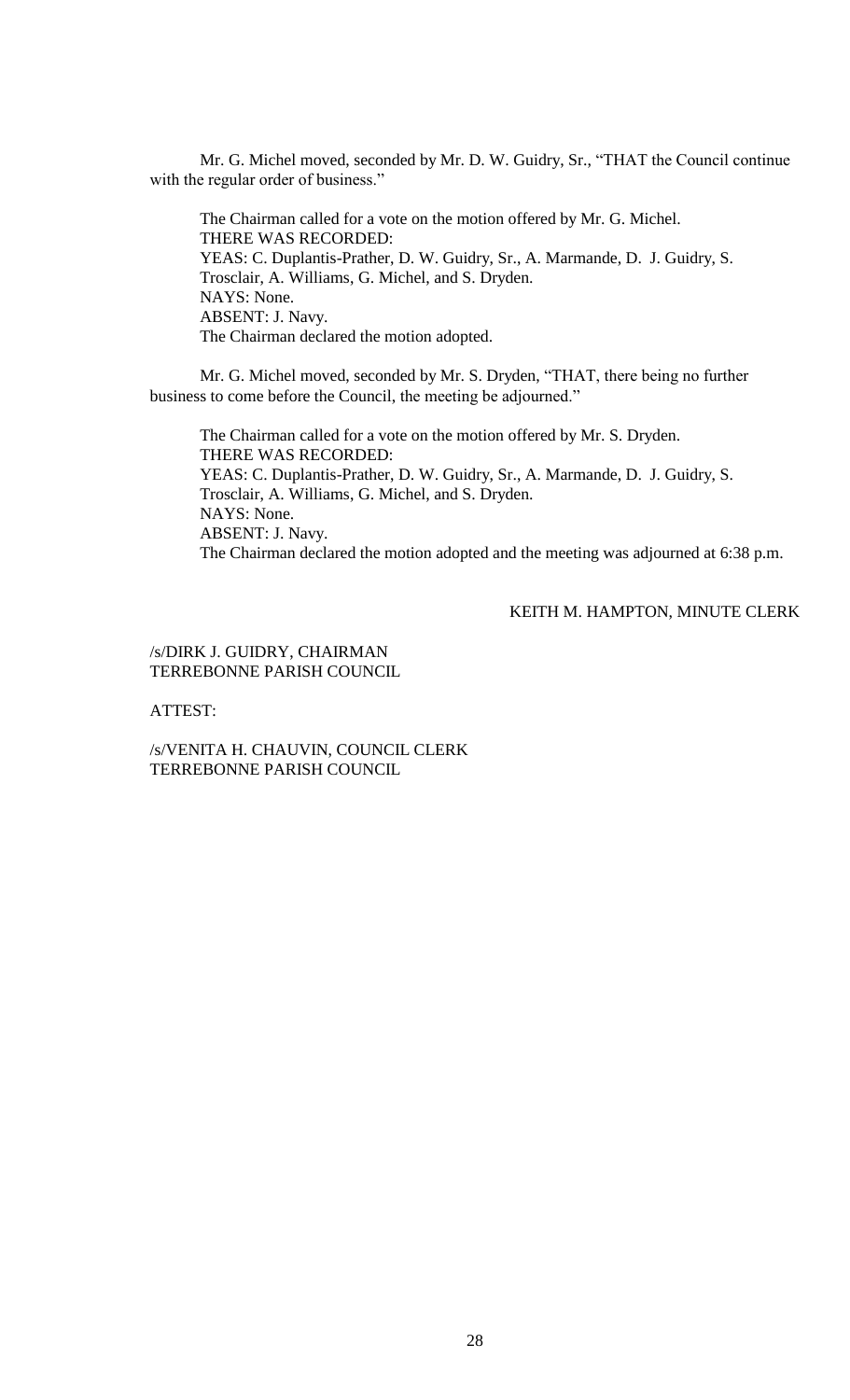Mr. G. Michel moved, seconded by Mr. D. W. Guidry, Sr., "THAT the Council continue with the regular order of business."

The Chairman called for a vote on the motion offered by Mr. G. Michel.
THERE WAS RECORDED:
YEAS: C. Duplantis-Prather, D. W. Guidry, Sr., A. Marmande, D. J. Guidry, S. Trosclair, A. Williams, G. Michel, and S. Dryden.
NAYS: None.
ABSENT: J. Navy.
The Chairman declared the motion adopted.

Mr. G. Michel moved, seconded by Mr. S. Dryden, "THAT, there being no further business to come before the Council, the meeting be adjourned."

The Chairman called for a vote on the motion offered by Mr. S. Dryden.
THERE WAS RECORDED:
YEAS: C. Duplantis-Prather, D. W. Guidry, Sr., A. Marmande, D. J. Guidry, S. Trosclair, A. Williams, G. Michel, and S. Dryden.
NAYS: None.
ABSENT: J. Navy.
The Chairman declared the motion adopted and the meeting was adjourned at 6:38 p.m.

KEITH M. HAMPTON, MINUTE CLERK

/s/DIRK J. GUIDRY, CHAIRMAN
TERREBONNE PARISH COUNCIL

ATTEST:

/s/VENITA H. CHAUVIN, COUNCIL CLERK
TERREBONNE PARISH COUNCIL